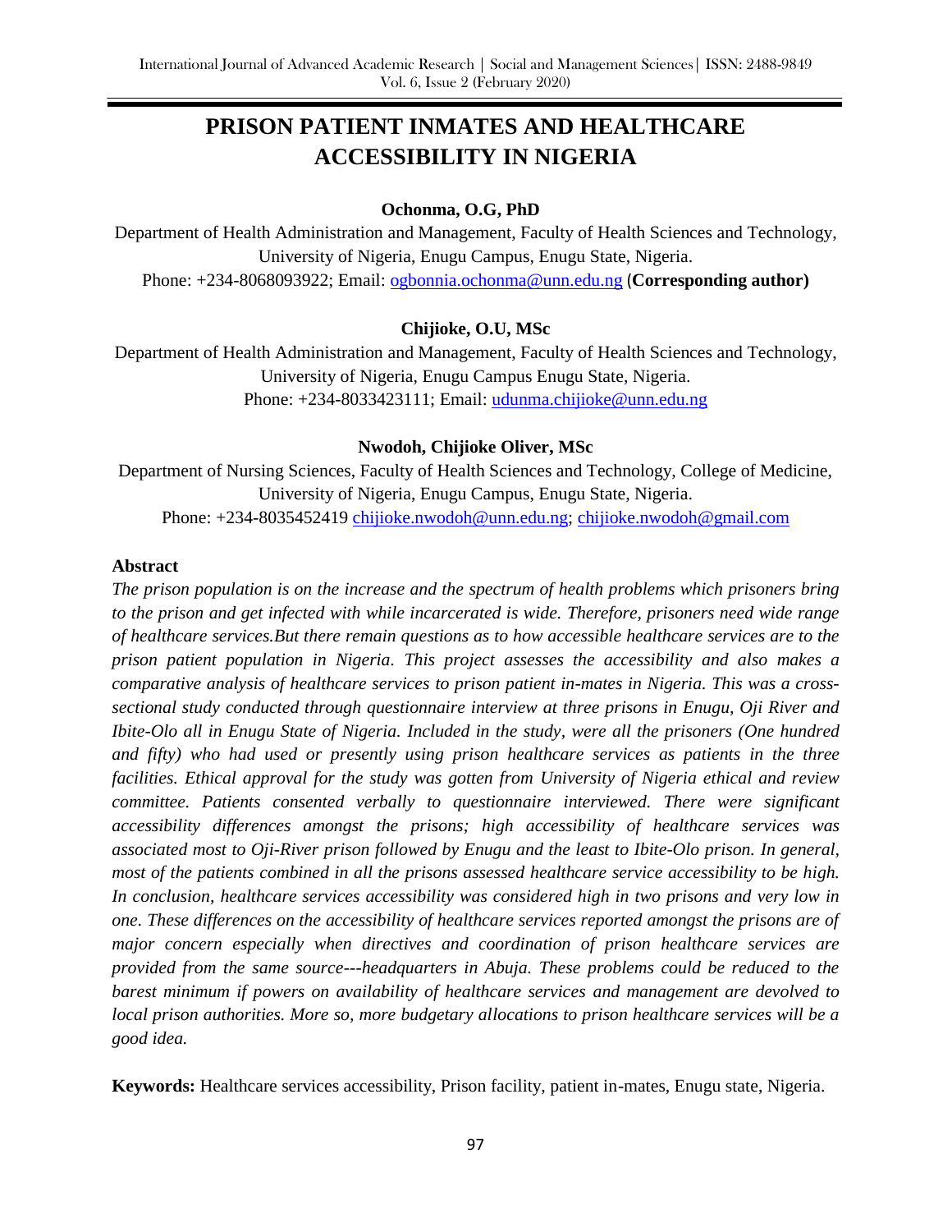# PRISON PATIENT INMATES AND HEALTHCARE ACCESSIBILITY IN NIGERIA

**Ochonma, O.G, PhD**

Department of Health Administration and Management, Faculty of Health Sciences and Technology, University of Nigeria, Enugu Campus, Enugu State, Nigeria.
Phone: +234-8068093922; Email: ogbonnia.ochonma@unn.edu.ng (**Corresponding author)**

**Chijioke, O.U, MSc**

Department of Health Administration and Management, Faculty of Health Sciences and Technology, University of Nigeria, Enugu Campus Enugu State, Nigeria.
Phone: +234-8033423111; Email: udunma.chijioke@unn.edu.ng

**Nwodoh, Chijioke Oliver, MSc**

Department of Nursing Sciences, Faculty of Health Sciences and Technology, College of Medicine, University of Nigeria, Enugu Campus, Enugu State, Nigeria.
Phone: +234-8035452419 chijioke.nwodoh@unn.edu.ng; chijioke.nwodoh@gmail.com

## Abstract

*The prison population is on the increase and the spectrum of health problems which prisoners bring to the prison and get infected with while incarcerated is wide. Therefore, prisoners need wide range of healthcare services.But there remain questions as to how accessible healthcare services are to the prison patient population in Nigeria. This project assesses the accessibility and also makes a comparative analysis of healthcare services to prison patient in-mates in Nigeria. This was a cross-sectional study conducted through questionnaire interview at three prisons in Enugu, Oji River and Ibite-Olo all in Enugu State of Nigeria. Included in the study, were all the prisoners (One hundred and fifty) who had used or presently using prison healthcare services as patients in the three facilities. Ethical approval for the study was gotten from University of Nigeria ethical and review committee. Patients consented verbally to questionnaire interviewed. There were significant accessibility differences amongst the prisons; high accessibility of healthcare services was associated most to Oji-River prison followed by Enugu and the least to Ibite-Olo prison. In general, most of the patients combined in all the prisons assessed healthcare service accessibility to be high. In conclusion, healthcare services accessibility was considered high in two prisons and very low in one. These differences on the accessibility of healthcare services reported amongst the prisons are of major concern especially when directives and coordination of prison healthcare services are provided from the same source---headquarters in Abuja. These problems could be reduced to the barest minimum if powers on availability of healthcare services and management are devolved to local prison authorities. More so, more budgetary allocations to prison healthcare services will be a good idea.*

**Keywords:** Healthcare services accessibility, Prison facility, patient in-mates, Enugu state, Nigeria.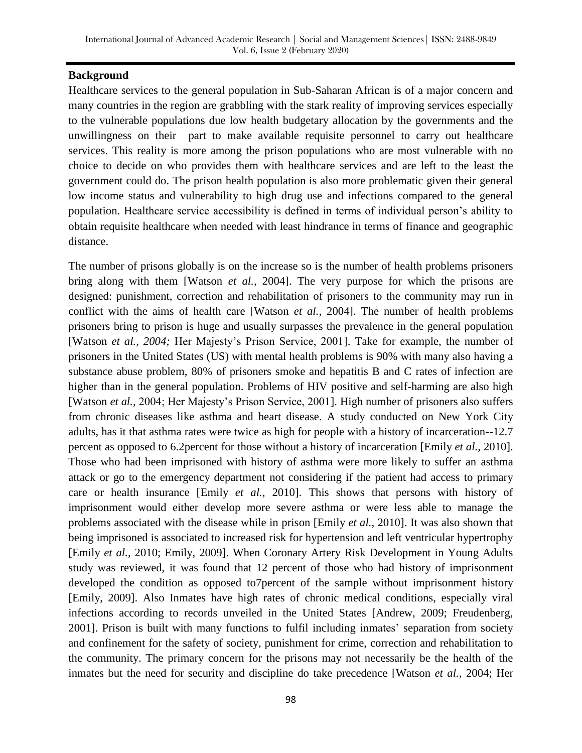## Background

Healthcare services to the general population in Sub-Saharan African is of a major concern and many countries in the region are grabbling with the stark reality of improving services especially to the vulnerable populations due low health budgetary allocation by the governments and the unwillingness on their part to make available requisite personnel to carry out healthcare services. This reality is more among the prison populations who are most vulnerable with no choice to decide on who provides them with healthcare services and are left to the least the government could do. The prison health population is also more problematic given their general low income status and vulnerability to high drug use and infections compared to the general population. Healthcare service accessibility is defined in terms of individual person's ability to obtain requisite healthcare when needed with least hindrance in terms of finance and geographic distance.

The number of prisons globally is on the increase so is the number of health problems prisoners bring along with them [Watson *et al.,* 2004]. The very purpose for which the prisons are designed: punishment, correction and rehabilitation of prisoners to the community may run in conflict with the aims of health care [Watson *et al.,* 2004]. The number of health problems prisoners bring to prison is huge and usually surpasses the prevalence in the general population [Watson *et al., 2004;* Her Majesty's Prison Service, 2001]. Take for example, the number of prisoners in the United States (US) with mental health problems is 90% with many also having a substance abuse problem, 80% of prisoners smoke and hepatitis B and C rates of infection are higher than in the general population. Problems of HIV positive and self-harming are also high [Watson *et al.,* 2004; Her Majesty's Prison Service, 2001]. High number of prisoners also suffers from chronic diseases like asthma and heart disease. A study conducted on New York City adults, has it that asthma rates were twice as high for people with a history of incarceration--12.7 percent as opposed to 6.2percent for those without a history of incarceration [Emily *et al.,* 2010]. Those who had been imprisoned with history of asthma were more likely to suffer an asthma attack or go to the emergency department not considering if the patient had access to primary care or health insurance [Emily *et al.,* 2010]. This shows that persons with history of imprisonment would either develop more severe asthma or were less able to manage the problems associated with the disease while in prison [Emily *et al.,* 2010]. It was also shown that being imprisoned is associated to increased risk for hypertension and left ventricular hypertrophy [Emily *et al.,* 2010; Emily, 2009]. When Coronary Artery Risk Development in Young Adults study was reviewed, it was found that 12 percent of those who had history of imprisonment developed the condition as opposed to7percent of the sample without imprisonment history [Emily, 2009]. Also Inmates have high rates of chronic medical conditions, especially viral infections according to records unveiled in the United States [Andrew, 2009; Freudenberg, 2001]. Prison is built with many functions to fulfil including inmates' separation from society and confinement for the safety of society, punishment for crime, correction and rehabilitation to the community. The primary concern for the prisons may not necessarily be the health of the inmates but the need for security and discipline do take precedence [Watson *et al.,* 2004; Her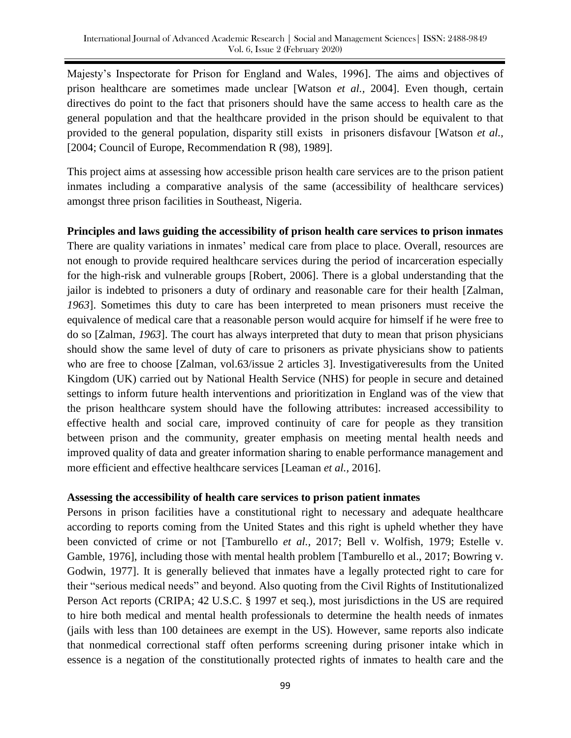Majesty's Inspectorate for Prison for England and Wales, 1996]. The aims and objectives of prison healthcare are sometimes made unclear [Watson *et al.,* 2004]. Even though, certain directives do point to the fact that prisoners should have the same access to health care as the general population and that the healthcare provided in the prison should be equivalent to that provided to the general population, disparity still exists in prisoners disfavour [Watson *et al.,* [2004; Council of Europe, Recommendation R (98), 1989].

This project aims at assessing how accessible prison health care services are to the prison patient inmates including a comparative analysis of the same (accessibility of healthcare services) amongst three prison facilities in Southeast, Nigeria.

**Principles and laws guiding the accessibility of prison health care services to prison inmates**

There are quality variations in inmates' medical care from place to place. Overall, resources are not enough to provide required healthcare services during the period of incarceration especially for the high-risk and vulnerable groups [Robert, 2006]. There is a global understanding that the jailor is indebted to prisoners a duty of ordinary and reasonable care for their health [Zalman, *1963*]. Sometimes this duty to care has been interpreted to mean prisoners must receive the equivalence of medical care that a reasonable person would acquire for himself if he were free to do so [Zalman, *1963*]. The court has always interpreted that duty to mean that prison physicians should show the same level of duty of care to prisoners as private physicians show to patients who are free to choose [Zalman, vol.63/issue 2 articles 3]. Investigativeresults from the United Kingdom (UK) carried out by National Health Service (NHS) for people in secure and detained settings to inform future health interventions and prioritization in England was of the view that the prison healthcare system should have the following attributes: increased accessibility to effective health and social care, improved continuity of care for people as they transition between prison and the community, greater emphasis on meeting mental health needs and improved quality of data and greater information sharing to enable performance management and more efficient and effective healthcare services [Leaman *et al.,* 2016].

**Assessing the accessibility of health care services to prison patient inmates**

Persons in prison facilities have a constitutional right to necessary and adequate healthcare according to reports coming from the United States and this right is upheld whether they have been convicted of crime or not [Tamburello *et al.,* 2017; Bell v. Wolfish, 1979; Estelle v. Gamble, 1976], including those with mental health problem [Tamburello et al., 2017; Bowring v. Godwin, 1977]. It is generally believed that inmates have a legally protected right to care for their "serious medical needs" and beyond. Also quoting from the Civil Rights of Institutionalized Person Act reports (CRIPA; 42 U.S.C. § 1997 et seq.), most jurisdictions in the US are required to hire both medical and mental health professionals to determine the health needs of inmates (jails with less than 100 detainees are exempt in the US). However, same reports also indicate that nonmedical correctional staff often performs screening during prisoner intake which in essence is a negation of the constitutionally protected rights of inmates to health care and the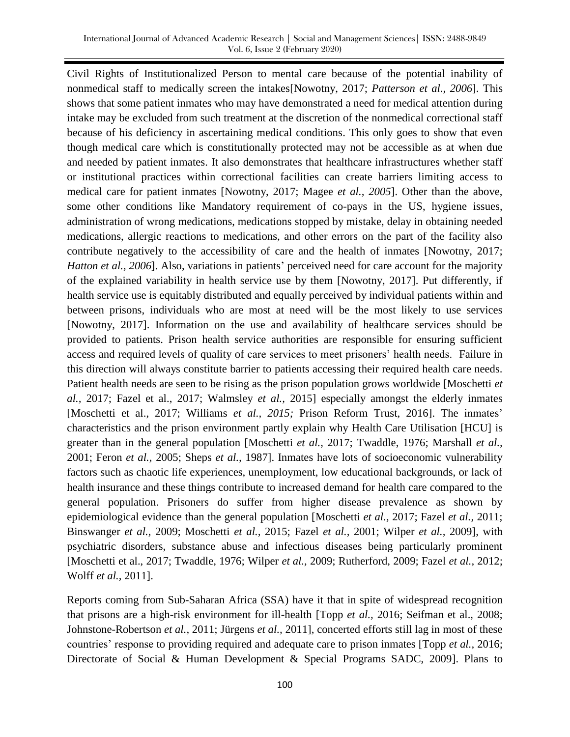Civil Rights of Institutionalized Person to mental care because of the potential inability of nonmedical staff to medically screen the intakes[Nowotny, 2017; *Patterson et al., 2006*]. This shows that some patient inmates who may have demonstrated a need for medical attention during intake may be excluded from such treatment at the discretion of the nonmedical correctional staff because of his deficiency in ascertaining medical conditions. This only goes to show that even though medical care which is constitutionally protected may not be accessible as at when due and needed by patient inmates. It also demonstrates that healthcare infrastructures whether staff or institutional practices within correctional facilities can create barriers limiting access to medical care for patient inmates [Nowotny, 2017; Magee *et al., 2005*]. Other than the above, some other conditions like Mandatory requirement of co-pays in the US, hygiene issues, administration of wrong medications, medications stopped by mistake, delay in obtaining needed medications, allergic reactions to medications, and other errors on the part of the facility also contribute negatively to the accessibility of care and the health of inmates [Nowotny, 2017; *Hatton et al., 2006*]. Also, variations in patients' perceived need for care account for the majority of the explained variability in health service use by them [Nowotny, 2017]. Put differently, if health service use is equitably distributed and equally perceived by individual patients within and between prisons, individuals who are most at need will be the most likely to use services [Nowotny, 2017]. Information on the use and availability of healthcare services should be provided to patients. Prison health service authorities are responsible for ensuring sufficient access and required levels of quality of care services to meet prisoners' health needs. Failure in this direction will always constitute barrier to patients accessing their required health care needs. Patient health needs are seen to be rising as the prison population grows worldwide [Moschetti *et al.,* 2017; Fazel et al., 2017; Walmsley *et al.,* 2015] especially amongst the elderly inmates [Moschetti et al., 2017; Williams *et al., 2015;* Prison Reform Trust, 2016]. The inmates' characteristics and the prison environment partly explain why Health Care Utilisation [HCU] is greater than in the general population [Moschetti *et al.,* 2017; Twaddle, 1976; Marshall *et al.,* 2001; Feron *et al.,* 2005; Sheps *et al.,* 1987]. Inmates have lots of socioeconomic vulnerability factors such as chaotic life experiences, unemployment, low educational backgrounds, or lack of health insurance and these things contribute to increased demand for health care compared to the general population. Prisoners do suffer from higher disease prevalence as shown by epidemiological evidence than the general population [Moschetti *et al.,* 2017; Fazel *et al.,* 2011; Binswanger *et al.,* 2009; Moschetti *et al.,* 2015; Fazel *et al.,* 2001; Wilper *et al.,* 2009], with psychiatric disorders, substance abuse and infectious diseases being particularly prominent [Moschetti et al., 2017; Twaddle, 1976; Wilper *et al.,* 2009; Rutherford, 2009; Fazel *et al.,* 2012; Wolff *et al.,* 2011].

Reports coming from Sub-Saharan Africa (SSA) have it that in spite of widespread recognition that prisons are a high-risk environment for ill-health [Topp *et al.,* 2016; Seifman et al., 2008; Johnstone-Robertson *et al.,* 2011; Jürgens *et al.,* 2011], concerted efforts still lag in most of these countries' response to providing required and adequate care to prison inmates [Topp *et al.,* 2016; Directorate of Social & Human Development & Special Programs SADC, 2009]. Plans to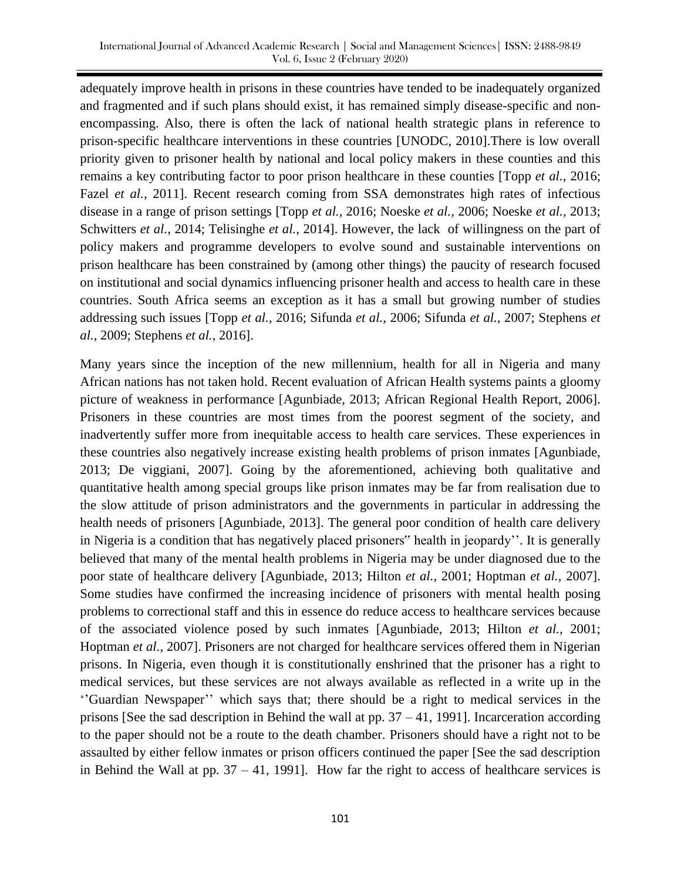adequately improve health in prisons in these countries have tended to be inadequately organized and fragmented and if such plans should exist, it has remained simply disease-specific and non-encompassing. Also, there is often the lack of national health strategic plans in reference to prison-specific healthcare interventions in these countries [UNODC, 2010].There is low overall priority given to prisoner health by national and local policy makers in these counties and this remains a key contributing factor to poor prison healthcare in these counties [Topp *et al.,* 2016; Fazel *et al.,* 2011]. Recent research coming from SSA demonstrates high rates of infectious disease in a range of prison settings [Topp *et al.,* 2016; Noeske *et al.,* 2006; Noeske *et al.,* 2013; Schwitters *et al.,* 2014; Telisinghe *et al.,* 2014]. However, the lack of willingness on the part of policy makers and programme developers to evolve sound and sustainable interventions on prison healthcare has been constrained by (among other things) the paucity of research focused on institutional and social dynamics influencing prisoner health and access to health care in these countries. South Africa seems an exception as it has a small but growing number of studies addressing such issues [Topp *et al.,* 2016; Sifunda *et al.,* 2006; Sifunda *et al.,* 2007; Stephens *et al.,* 2009; Stephens *et al.,* 2016].

Many years since the inception of the new millennium, health for all in Nigeria and many African nations has not taken hold. Recent evaluation of African Health systems paints a gloomy picture of weakness in performance [Agunbiade, 2013; African Regional Health Report, 2006]. Prisoners in these countries are most times from the poorest segment of the society, and inadvertently suffer more from inequitable access to health care services. These experiences in these countries also negatively increase existing health problems of prison inmates [Agunbiade, 2013; De viggiani, 2007]. Going by the aforementioned, achieving both qualitative and quantitative health among special groups like prison inmates may be far from realisation due to the slow attitude of prison administrators and the governments in particular in addressing the health needs of prisoners [Agunbiade, 2013]. The general poor condition of health care delivery in Nigeria is a condition that has negatively placed prisoners" health in jeopardy''. It is generally believed that many of the mental health problems in Nigeria may be under diagnosed due to the poor state of healthcare delivery [Agunbiade, 2013; Hilton *et al.,* 2001; Hoptman *et al.,* 2007]. Some studies have confirmed the increasing incidence of prisoners with mental health posing problems to correctional staff and this in essence do reduce access to healthcare services because of the associated violence posed by such inmates [Agunbiade, 2013; Hilton *et al.,* 2001; Hoptman *et al.,* 2007]. Prisoners are not charged for healthcare services offered them in Nigerian prisons. In Nigeria, even though it is constitutionally enshrined that the prisoner has a right to medical services, but these services are not always available as reflected in a write up in the ''Guardian Newspaper'' which says that; there should be a right to medical services in the prisons [See the sad description in Behind the wall at pp. 37 – 41, 1991]. Incarceration according to the paper should not be a route to the death chamber. Prisoners should have a right not to be assaulted by either fellow inmates or prison officers continued the paper [See the sad description in Behind the Wall at pp. 37 – 41, 1991]. How far the right to access of healthcare services is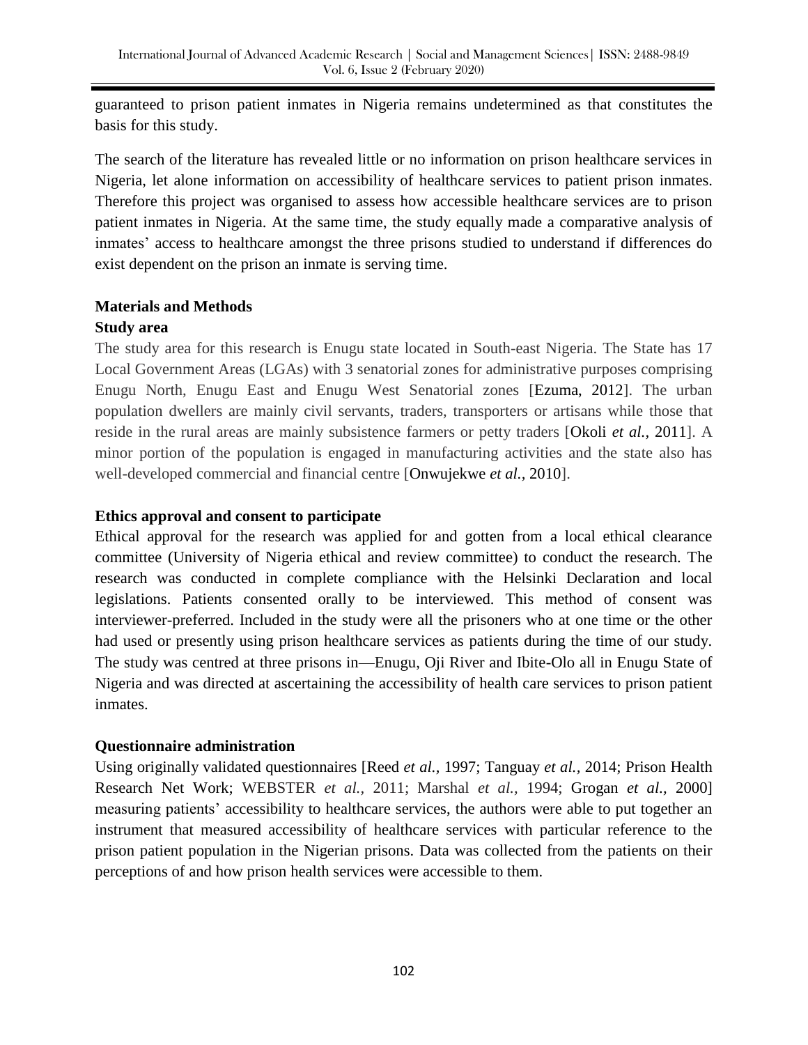guaranteed to prison patient inmates in Nigeria remains undetermined as that constitutes the basis for this study.

The search of the literature has revealed little or no information on prison healthcare services in Nigeria, let alone information on accessibility of healthcare services to patient prison inmates. Therefore this project was organised to assess how accessible healthcare services are to prison patient inmates in Nigeria. At the same time, the study equally made a comparative analysis of inmates' access to healthcare amongst the three prisons studied to understand if differences do exist dependent on the prison an inmate is serving time.

## Materials and Methods

### Study area

The study area for this research is Enugu state located in South-east Nigeria. The State has 17 Local Government Areas (LGAs) with 3 senatorial zones for administrative purposes comprising Enugu North, Enugu East and Enugu West Senatorial zones [Ezuma, 2012]. The urban population dwellers are mainly civil servants, traders, transporters or artisans while those that reside in the rural areas are mainly subsistence farmers or petty traders [Okoli *et al.,* 2011]. A minor portion of the population is engaged in manufacturing activities and the state also has well-developed commercial and financial centre [Onwujekwe *et al.,* 2010].

### Ethics approval and consent to participate

Ethical approval for the research was applied for and gotten from a local ethical clearance committee (University of Nigeria ethical and review committee) to conduct the research. The research was conducted in complete compliance with the Helsinki Declaration and local legislations. Patients consented orally to be interviewed. This method of consent was interviewer-preferred. Included in the study were all the prisoners who at one time or the other had used or presently using prison healthcare services as patients during the time of our study. The study was centred at three prisons in—Enugu, Oji River and Ibite-Olo all in Enugu State of Nigeria and was directed at ascertaining the accessibility of health care services to prison patient inmates.

### Questionnaire administration

Using originally validated questionnaires [Reed *et al.,* 1997; Tanguay *et al.,* 2014; Prison Health Research Net Work; WEBSTER *et al.,* 2011; Marshal *et al.,* 1994; Grogan *et al.,* 2000] measuring patients' accessibility to healthcare services, the authors were able to put together an instrument that measured accessibility of healthcare services with particular reference to the prison patient population in the Nigerian prisons. Data was collected from the patients on their perceptions of and how prison health services were accessible to them.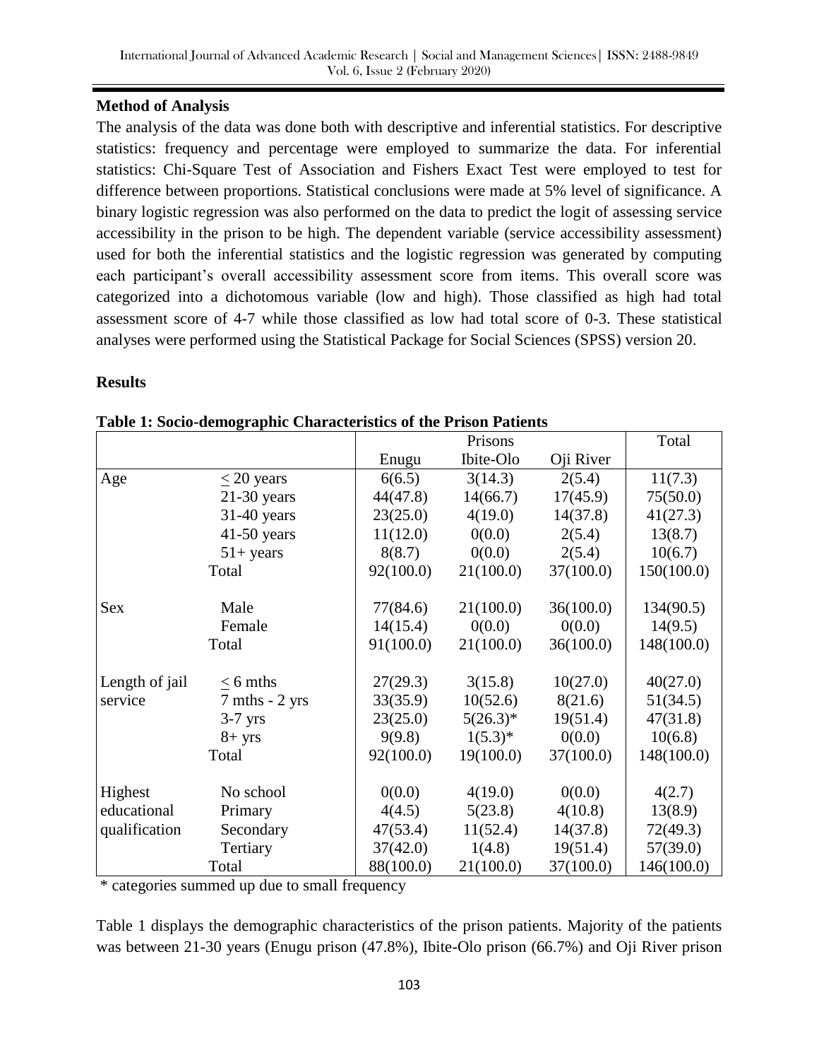**Method of Analysis**

The analysis of the data was done both with descriptive and inferential statistics. For descriptive statistics: frequency and percentage were employed to summarize the data. For inferential statistics: Chi-Square Test of Association and Fishers Exact Test were employed to test for difference between proportions. Statistical conclusions were made at 5% level of significance. A binary logistic regression was also performed on the data to predict the logit of assessing service accessibility in the prison to be high. The dependent variable (service accessibility assessment) used for both the inferential statistics and the logistic regression was generated by computing each participant's overall accessibility assessment score from items. This overall score was categorized into a dichotomous variable (low and high). Those classified as high had total assessment score of 4-7 while those classified as low had total score of 0-3. These statistical analyses were performed using the Statistical Package for Social Sciences (SPSS) version 20.

**Results**

**Table 1: Socio-demographic Characteristics of the Prison Patients**

| | | Prisons | | | Total |
|---|---|---|---|---|---|
| | | Enugu | Ibite-Olo | Oji River | |
| Age | ≤ 20 years | 6(6.5) | 3(14.3) | 2(5.4) | 11(7.3) |
| | 21-30 years | 44(47.8) | 14(66.7) | 17(45.9) | 75(50.0) |
| | 31-40 years | 23(25.0) | 4(19.0) | 14(37.8) | 41(27.3) |
| | 41-50 years | 11(12.0) | 0(0.0) | 2(5.4) | 13(8.7) |
| | 51+ years | 8(8.7) | 0(0.0) | 2(5.4) | 10(6.7) |
| | Total | 92(100.0) | 21(100.0) | 37(100.0) | 150(100.0) |
| Sex | Male | 77(84.6) | 21(100.0) | 36(100.0) | 134(90.5) |
| | Female | 14(15.4) | 0(0.0) | 0(0.0) | 14(9.5) |
| | Total | 91(100.0) | 21(100.0) | 36(100.0) | 148(100.0) |
| Length of jail service | ≤ 6 mths | 27(29.3) | 3(15.8) | 10(27.0) | 40(27.0) |
| | 7 mths - 2 yrs | 33(35.9) | 10(52.6) | 8(21.6) | 51(34.5) |
| | 3-7 yrs | 23(25.0) | 5(26.3)* | 19(51.4) | 47(31.8) |
| | 8+ yrs | 9(9.8) | 1(5.3)* | 0(0.0) | 10(6.8) |
| | Total | 92(100.0) | 19(100.0) | 37(100.0) | 148(100.0) |
| Highest educational qualification | No school | 0(0.0) | 4(19.0) | 0(0.0) | 4(2.7) |
| | Primary | 4(4.5) | 5(23.8) | 4(10.8) | 13(8.9) |
| | Secondary | 47(53.4) | 11(52.4) | 14(37.8) | 72(49.3) |
| | Tertiary | 37(42.0) | 1(4.8) | 19(51.4) | 57(39.0) |
| | Total | 88(100.0) | 21(100.0) | 37(100.0) | 146(100.0) |

\* categories summed up due to small frequency

Table 1 displays the demographic characteristics of the prison patients. Majority of the patients was between 21-30 years (Enugu prison (47.8%), Ibite-Olo prison (66.7%) and Oji River prison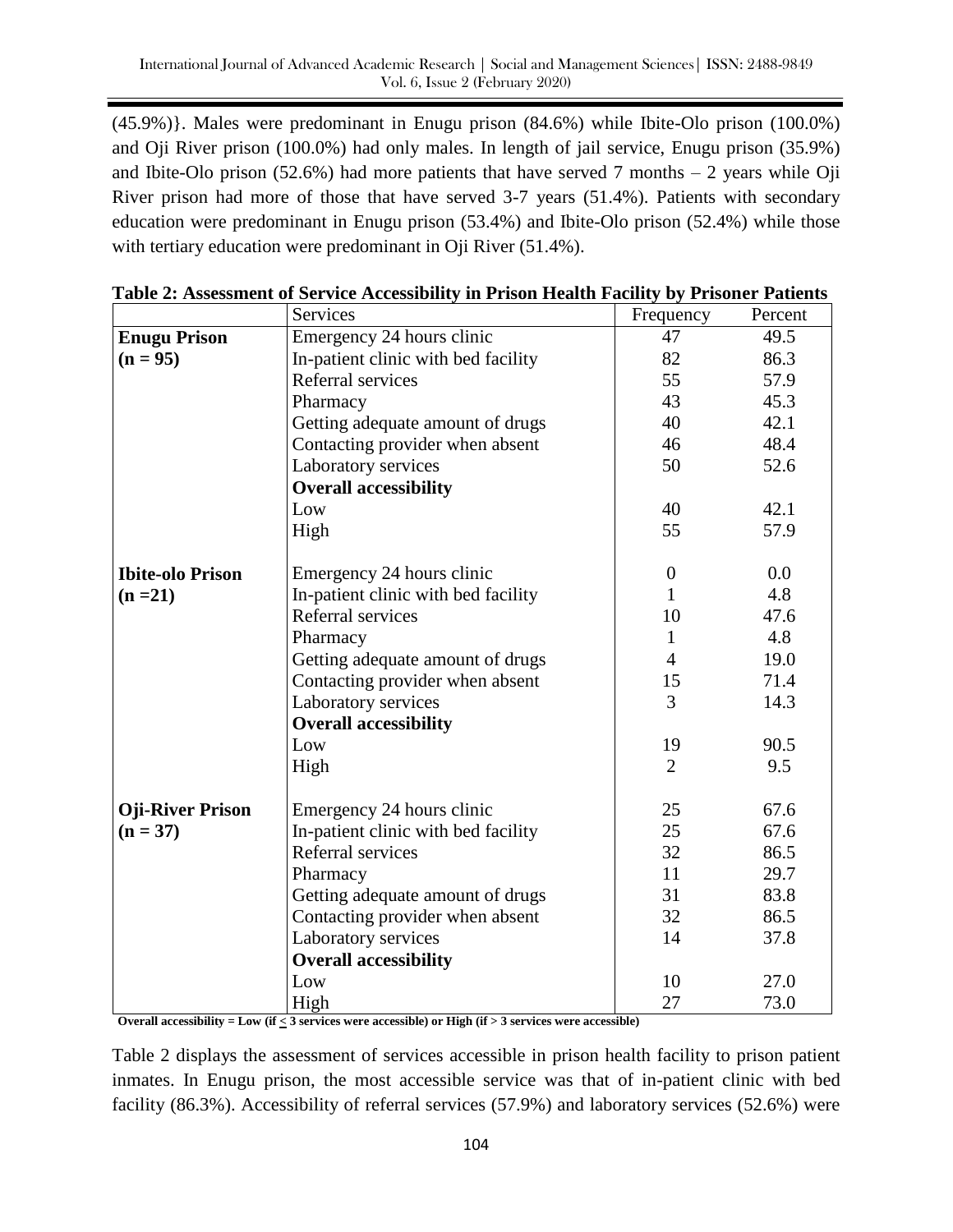(45.9%)}. Males were predominant in Enugu prison (84.6%) while Ibite-Olo prison (100.0%) and Oji River prison (100.0%) had only males. In length of jail service, Enugu prison (35.9%) and Ibite-Olo prison (52.6%) had more patients that have served 7 months – 2 years while Oji River prison had more of those that have served 3-7 years (51.4%). Patients with secondary education were predominant in Enugu prison (53.4%) and Ibite-Olo prison (52.4%) while those with tertiary education were predominant in Oji River (51.4%).

**Table 2: Assessment of Service Accessibility in Prison Health Facility by Prisoner Patients**

| | Services | Frequency | Percent |
|---|---|---|---|
| **Enugu Prison (n = 95)** | Emergency 24 hours clinic | 47 | 49.5 |
| | In-patient clinic with bed facility | 82 | 86.3 |
| | Referral services | 55 | 57.9 |
| | Pharmacy | 43 | 45.3 |
| | Getting adequate amount of drugs | 40 | 42.1 |
| | Contacting provider when absent | 46 | 48.4 |
| | Laboratory services | 50 | 52.6 |
| | **Overall accessibility** | | |
| | Low | 40 | 42.1 |
| | High | 55 | 57.9 |
| **Ibite-olo Prison (n =21)** | Emergency 24 hours clinic | 0 | 0.0 |
| | In-patient clinic with bed facility | 1 | 4.8 |
| | Referral services | 10 | 47.6 |
| | Pharmacy | 1 | 4.8 |
| | Getting adequate amount of drugs | 4 | 19.0 |
| | Contacting provider when absent | 15 | 71.4 |
| | Laboratory services | 3 | 14.3 |
| | **Overall accessibility** | | |
| | Low | 19 | 90.5 |
| | High | 2 | 9.5 |
| **Oji-River Prison (n = 37)** | Emergency 24 hours clinic | 25 | 67.6 |
| | In-patient clinic with bed facility | 25 | 67.6 |
| | Referral services | 32 | 86.5 |
| | Pharmacy | 11 | 29.7 |
| | Getting adequate amount of drugs | 31 | 83.8 |
| | Contacting provider when absent | 32 | 86.5 |
| | Laboratory services | 14 | 37.8 |
| | **Overall accessibility** | | |
| | Low | 10 | 27.0 |
| | High | 27 | 73.0 |

**Overall accessibility = Low (if $\leq$ 3 services were accessible) or High (if > 3 services were accessible)**

Table 2 displays the assessment of services accessible in prison health facility to prison patient inmates. In Enugu prison, the most accessible service was that of in-patient clinic with bed facility (86.3%). Accessibility of referral services (57.9%) and laboratory services (52.6%) were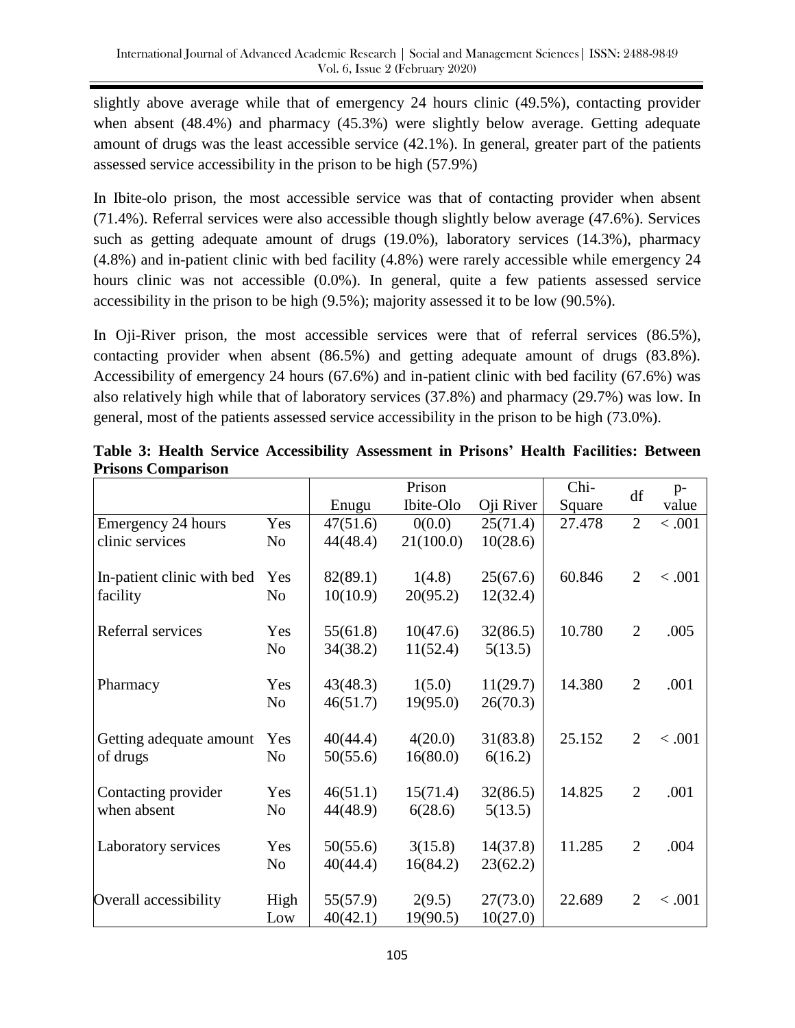slightly above average while that of emergency 24 hours clinic (49.5%), contacting provider when absent (48.4%) and pharmacy (45.3%) were slightly below average. Getting adequate amount of drugs was the least accessible service (42.1%). In general, greater part of the patients assessed service accessibility in the prison to be high (57.9%)

In Ibite-olo prison, the most accessible service was that of contacting provider when absent (71.4%). Referral services were also accessible though slightly below average (47.6%). Services such as getting adequate amount of drugs (19.0%), laboratory services (14.3%), pharmacy (4.8%) and in-patient clinic with bed facility (4.8%) were rarely accessible while emergency 24 hours clinic was not accessible (0.0%). In general, quite a few patients assessed service accessibility in the prison to be high (9.5%); majority assessed it to be low (90.5%).

In Oji-River prison, the most accessible services were that of referral services (86.5%), contacting provider when absent (86.5%) and getting adequate amount of drugs (83.8%). Accessibility of emergency 24 hours (67.6%) and in-patient clinic with bed facility (67.6%) was also relatively high while that of laboratory services (37.8%) and pharmacy (29.7%) was low. In general, most of the patients assessed service accessibility in the prison to be high (73.0%).

**Table 3: Health Service Accessibility Assessment in Prisons' Health Facilities: Between Prisons Comparison**

| | | Prison | | | Chi-Square | df | p-value |
|---|---|---|---|---|---|---|---|
| | | Enugu | Ibite-Olo | Oji River | | | |
| Emergency 24 hours clinic services | Yes | 47(51.6) | 0(0.0) | 25(71.4) | 27.478 | 2 | < .001 |
| | No | 44(48.4) | 21(100.0) | 10(28.6) | | | |
| In-patient clinic with bed facility | Yes | 82(89.1) | 1(4.8) | 25(67.6) | 60.846 | 2 | < .001 |
| | No | 10(10.9) | 20(95.2) | 12(32.4) | | | |
| Referral services | Yes | 55(61.8) | 10(47.6) | 32(86.5) | 10.780 | 2 | .005 |
| | No | 34(38.2) | 11(52.4) | 5(13.5) | | | |
| Pharmacy | Yes | 43(48.3) | 1(5.0) | 11(29.7) | 14.380 | 2 | .001 |
| | No | 46(51.7) | 19(95.0) | 26(70.3) | | | |
| Getting adequate amount of drugs | Yes | 40(44.4) | 4(20.0) | 31(83.8) | 25.152 | 2 | < .001 |
| | No | 50(55.6) | 16(80.0) | 6(16.2) | | | |
| Contacting provider when absent | Yes | 46(51.1) | 15(71.4) | 32(86.5) | 14.825 | 2 | .001 |
| | No | 44(48.9) | 6(28.6) | 5(13.5) | | | |
| Laboratory services | Yes | 50(55.6) | 3(15.8) | 14(37.8) | 11.285 | 2 | .004 |
| | No | 40(44.4) | 16(84.2) | 23(62.2) | | | |
| Overall accessibility | High | 55(57.9) | 2(9.5) | 27(73.0) | 22.689 | 2 | < .001 |
| | Low | 40(42.1) | 19(90.5) | 10(27.0) | | | |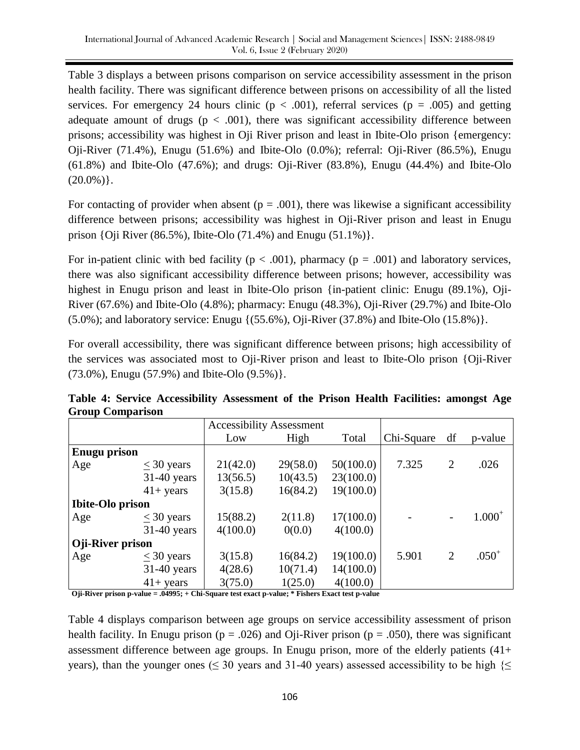Table 3 displays a between prisons comparison on service accessibility assessment in the prison health facility. There was significant difference between prisons on accessibility of all the listed services. For emergency 24 hours clinic ($p < .001$), referral services ($p = .005$) and getting adequate amount of drugs ($p < .001$), there was significant accessibility difference between prisons; accessibility was highest in Oji River prison and least in Ibite-Olo prison {emergency: Oji-River (71.4%), Enugu (51.6%) and Ibite-Olo (0.0%); referral: Oji-River (86.5%), Enugu (61.8%) and Ibite-Olo (47.6%); and drugs: Oji-River (83.8%), Enugu (44.4%) and Ibite-Olo (20.0%)}.

For contacting of provider when absent ($p = .001$), there was likewise a significant accessibility difference between prisons; accessibility was highest in Oji-River prison and least in Enugu prison {Oji River (86.5%), Ibite-Olo (71.4%) and Enugu (51.1%)}.

For in-patient clinic with bed facility ($p < .001$), pharmacy ($p = .001$) and laboratory services, there was also significant accessibility difference between prisons; however, accessibility was highest in Enugu prison and least in Ibite-Olo prison {in-patient clinic: Enugu (89.1%), Oji-River (67.6%) and Ibite-Olo (4.8%); pharmacy: Enugu (48.3%), Oji-River (29.7%) and Ibite-Olo (5.0%); and laboratory service: Enugu {(55.6%), Oji-River (37.8%) and Ibite-Olo (15.8%)}.

For overall accessibility, there was significant difference between prisons; high accessibility of the services was associated most to Oji-River prison and least to Ibite-Olo prison {Oji-River (73.0%), Enugu (57.9%) and Ibite-Olo (9.5%)}.

**Table 4: Service Accessibility Assessment of the Prison Health Facilities: amongst Age Group Comparison**

| | | Accessibility Assessment | | | | | |
|---|---|---|---|---|---|---|---|
| | | Low | High | Total | Chi-Square | df | p-value |
| **Enugu prison** | | | | | | | |
| Age | ≤ 30 years | 21(42.0) | 29(58.0) | 50(100.0) | 7.325 | 2 | .026 |
| | 31-40 years | 13(56.5) | 10(43.5) | 23(100.0) | | | |
| | 41+ years | 3(15.8) | 16(84.2) | 19(100.0) | | | |
| **Ibite-Olo prison** | | | | | | | |
| Age | ≤ 30 years | 15(88.2) | 2(11.8) | 17(100.0) | - | - | 1.000+ |
| | 31-40 years | 4(100.0) | 0(0.0) | 4(100.0) | | | |
| **Oji-River prison** | | | | | | | |
| Age | ≤ 30 years | 3(15.8) | 16(84.2) | 19(100.0) | 5.901 | 2 | .050+ |
| | 31-40 years | 4(28.6) | 10(71.4) | 14(100.0) | | | |
| | 41+ years | 3(75.0) | 1(25.0) | 4(100.0) | | | |

**Oji-River prison p-value = .04995; + Chi-Square test exact p-value; * Fishers Exact test p-value**

Table 4 displays comparison between age groups on service accessibility assessment of prison health facility. In Enugu prison ($p = .026$) and Oji-River prison ($p = .050$), there was significant assessment difference between age groups. In Enugu prison, more of the elderly patients (41+ years), than the younger ones (≤ 30 years and 31-40 years) assessed accessibility to be high {≤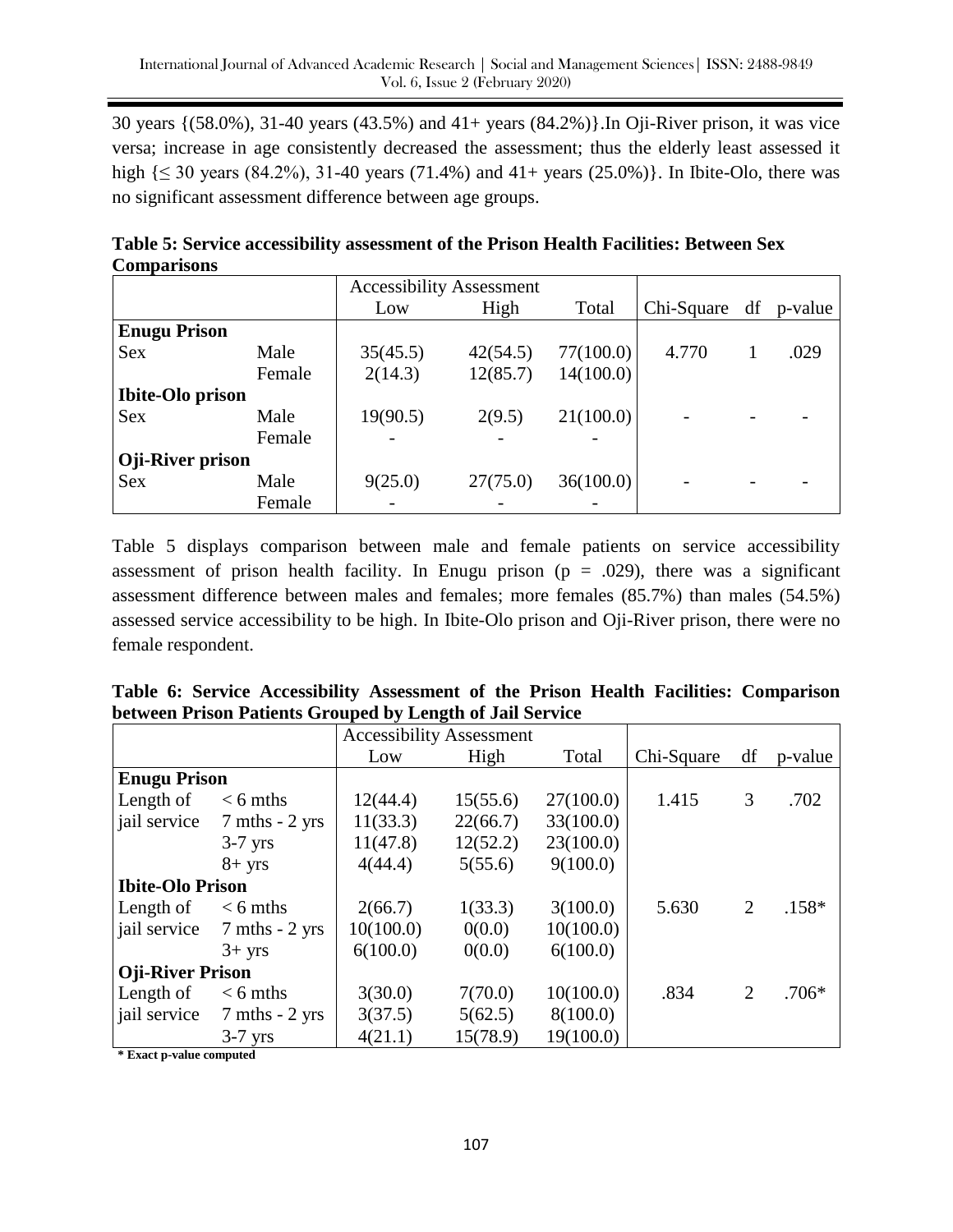30 years {(58.0%), 31-40 years (43.5%) and 41+ years (84.2%)}.In Oji-River prison, it was vice versa; increase in age consistently decreased the assessment; thus the elderly least assessed it high {≤ 30 years (84.2%), 31-40 years (71.4%) and 41+ years (25.0%)}. In Ibite-Olo, there was no significant assessment difference between age groups.

**Table 5: Service accessibility assessment of the Prison Health Facilities: Between Sex Comparisons**

| | | Accessibility Assessment | | | | | |
|---|---|---|---|---|---|---|---|
| | | Low | High | Total | Chi-Square | df | p-value |
| **Enugu Prison** | | | | | | | |
| Sex | Male | 35(45.5) | 42(54.5) | 77(100.0) | 4.770 | 1 | .029 |
| | Female | 2(14.3) | 12(85.7) | 14(100.0) | | | |
| **Ibite-Olo prison** | | | | | | | |
| Sex | Male | 19(90.5) | 2(9.5) | 21(100.0) | - | - | - |
| | Female | - | - | - | | | |
| **Oji-River prison** | | | | | | | |
| Sex | Male | 9(25.0) | 27(75.0) | 36(100.0) | - | - | - |
| | Female | - | - | - | | | |

Table 5 displays comparison between male and female patients on service accessibility assessment of prison health facility. In Enugu prison (p = .029), there was a significant assessment difference between males and females; more females (85.7%) than males (54.5%) assessed service accessibility to be high. In Ibite-Olo prison and Oji-River prison, there were no female respondent.

**Table 6: Service Accessibility Assessment of the Prison Health Facilities: Comparison between Prison Patients Grouped by Length of Jail Service**

| | | Accessibility Assessment | | | | | |
|---|---|---|---|---|---|---|---|
| | | Low | High | Total | Chi-Square | df | p-value |
| **Enugu Prison** | | | | | | | |
| Length of jail service | < 6 mths | 12(44.4) | 15(55.6) | 27(100.0) | 1.415 | 3 | .702 |
| | 7 mths - 2 yrs | 11(33.3) | 22(66.7) | 33(100.0) | | | |
| | 3-7 yrs | 11(47.8) | 12(52.2) | 23(100.0) | | | |
| | 8+ yrs | 4(44.4) | 5(55.6) | 9(100.0) | | | |
| **Ibite-Olo Prison** | | | | | | | |
| Length of jail service | < 6 mths | 2(66.7) | 1(33.3) | 3(100.0) | 5.630 | 2 | .158* |
| | 7 mths - 2 yrs | 10(100.0) | 0(0.0) | 10(100.0) | | | |
| | 3+ yrs | 6(100.0) | 0(0.0) | 6(100.0) | | | |
| **Oji-River Prison** | | | | | | | |
| Length of jail service | < 6 mths | 3(30.0) | 7(70.0) | 10(100.0) | .834 | 2 | .706* |
| | 7 mths - 2 yrs | 3(37.5) | 5(62.5) | 8(100.0) | | | |
| | 3-7 yrs | 4(21.1) | 15(78.9) | 19(100.0) | | | |

**\* Exact p-value computed**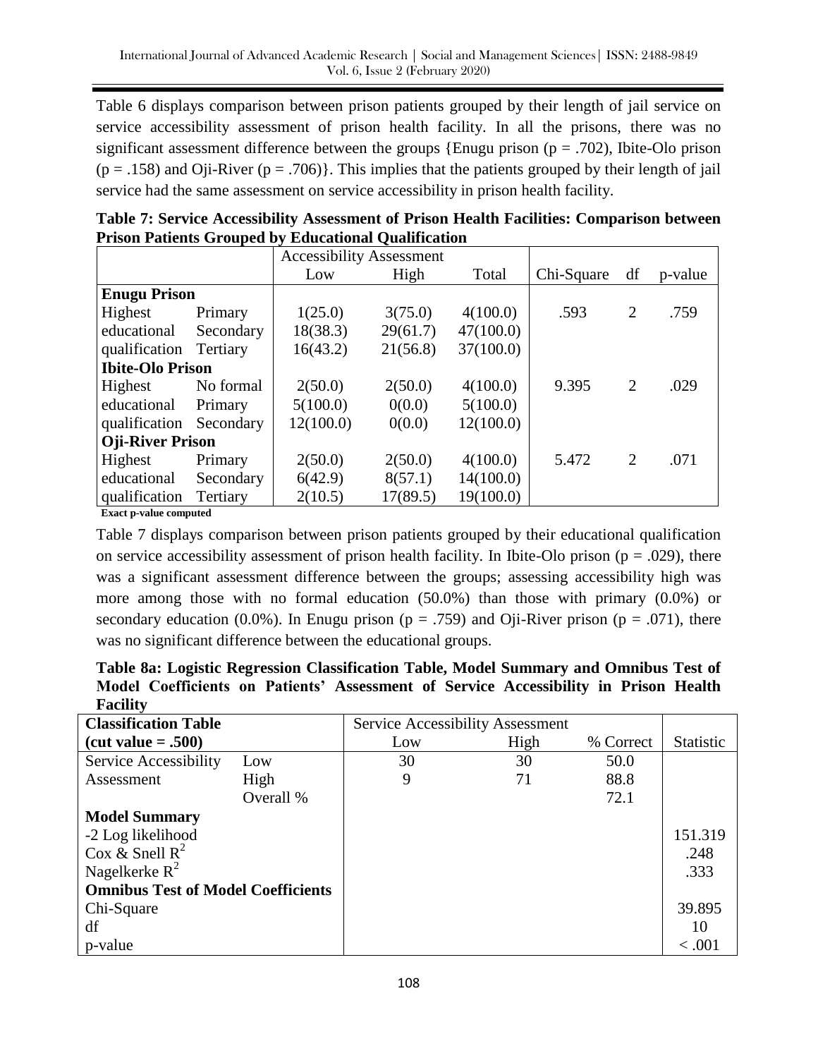Table 6 displays comparison between prison patients grouped by their length of jail service on service accessibility assessment of prison health facility. In all the prisons, there was no significant assessment difference between the groups {Enugu prison ($p = .702$), Ibite-Olo prison ($p = .158$) and Oji-River ($p = .706$)}. This implies that the patients grouped by their length of jail service had the same assessment on service accessibility in prison health facility.

**Table 7: Service Accessibility Assessment of Prison Health Facilities: Comparison between Prison Patients Grouped by Educational Qualification**

| | | Accessibility Assessment | | | | | |
|---|---|---|---|---|---|---|---|
| | | Low | High | Total | Chi-Square | df | p-value |
| **Enugu Prison** | | | | | | | |
| Highest | Primary | 1(25.0) | 3(75.0) | 4(100.0) | .593 | 2 | .759 |
| educational | Secondary | 18(38.3) | 29(61.7) | 47(100.0) | | | |
| qualification | Tertiary | 16(43.2) | 21(56.8) | 37(100.0) | | | |
| **Ibite-Olo Prison** | | | | | | | |
| Highest | No formal | 2(50.0) | 2(50.0) | 4(100.0) | 9.395 | 2 | .029 |
| educational | Primary | 5(100.0) | 0(0.0) | 5(100.0) | | | |
| qualification | Secondary | 12(100.0) | 0(0.0) | 12(100.0) | | | |
| **Oji-River Prison** | | | | | | | |
| Highest | Primary | 2(50.0) | 2(50.0) | 4(100.0) | 5.472 | 2 | .071 |
| educational | Secondary | 6(42.9) | 8(57.1) | 14(100.0) | | | |
| qualification | Tertiary | 2(10.5) | 17(89.5) | 19(100.0) | | | |

**Exact p-value computed**

Table 7 displays comparison between prison patients grouped by their educational qualification on service accessibility assessment of prison health facility. In Ibite-Olo prison ($p = .029$), there was a significant assessment difference between the groups; assessing accessibility high was more among those with no formal education (50.0%) than those with primary (0.0%) or secondary education (0.0%). In Enugu prison ($p = .759$) and Oji-River prison ($p = .071$), there was no significant difference between the educational groups.

**Table 8a: Logistic Regression Classification Table, Model Summary and Omnibus Test of Model Coefficients on Patients' Assessment of Service Accessibility in Prison Health Facility**

| **Classification Table** | | Service Accessibility Assessment | | | |
|---|---|---|---|---|---|
| **(cut value = .500)** | | Low | High | % Correct | Statistic |
| Service Accessibility | Low | 30 | 30 | 50.0 | |
| Assessment | High | 9 | 71 | 88.8 | |
| | Overall % | | | 72.1 | |
| **Model Summary** | | | | | |
| -2 Log likelihood | | | | | 151.319 |
| Cox & Snell $R^2$ | | | | | .248 |
| Nagelkerke $R^2$ | | | | | .333 |
| **Omnibus Test of Model Coefficients** | | | | | |
| Chi-Square | | | | | 39.895 |
| df | | | | | 10 |
| p-value | | | | | < .001 |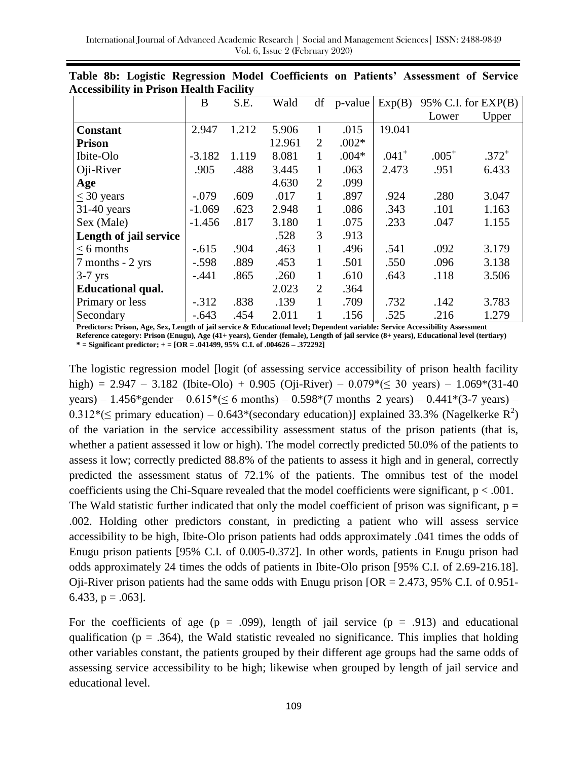**Table 8b: Logistic Regression Model Coefficients on Patients' Assessment of Service Accessibility in Prison Health Facility**

| | B | S.E. | Wald | df | p-value | Exp(B) | 95% C.I. for EXP(B) | |
|---|---|---|---|---|---|---|---|---|
| | | | | | | | Lower | Upper |
| **Constant** | 2.947 | 1.212 | 5.906 | 1 | .015 | 19.041 | | |
| **Prison** | | | 12.961 | 2 | .002* | | | |
| Ibite-Olo | -3.182 | 1.119 | 8.081 | 1 | .004* | .041+ | .005+ | .372+ |
| Oji-River | .905 | .488 | 3.445 | 1 | .063 | 2.473 | .951 | 6.433 |
| **Age** | | | 4.630 | 2 | .099 | | | |
| ≤ 30 years | -.079 | .609 | .017 | 1 | .897 | .924 | .280 | 3.047 |
| 31-40 years | -1.069 | .623 | 2.948 | 1 | .086 | .343 | .101 | 1.163 |
| Sex (Male) | -1.456 | .817 | 3.180 | 1 | .075 | .233 | .047 | 1.155 |
| **Length of jail service** | | | .528 | 3 | .913 | | | |
| ≤ 6 months | -.615 | .904 | .463 | 1 | .496 | .541 | .092 | 3.179 |
| 7 months - 2 yrs | -.598 | .889 | .453 | 1 | .501 | .550 | .096 | 3.138 |
| 3-7 yrs | -.441 | .865 | .260 | 1 | .610 | .643 | .118 | 3.506 |
| **Educational qual.** | | | 2.023 | 2 | .364 | | | |
| Primary or less | -.312 | .838 | .139 | 1 | .709 | .732 | .142 | 3.783 |
| Secondary | -.643 | .454 | 2.011 | 1 | .156 | .525 | .216 | 1.279 |

**Predictors: Prison, Age, Sex, Length of jail service & Educational level; Dependent variable: Service Accessibility Assessment**
**Reference category: Prison (Enugu), Age (41+ years), Gender (female), Length of jail service (8+ years), Educational level (tertiary)**
**\* = Significant predictor; + = [OR = .041499, 95% C.I. of .004626 – .372292]**

The logistic regression model [logit (of assessing service accessibility of prison health facility high) = 2.947 – 3.182 (Ibite-Olo) + 0.905 (Oji-River) – 0.079*(≤ 30 years) – 1.069*(31-40 years) – 1.456*gender – 0.615*(≤ 6 months) – 0.598*(7 months–2 years) – 0.441*(3-7 years) – 0.312*(≤ primary education) – 0.643*(secondary education)] explained 33.3% (Nagelkerke $R^2$) of the variation in the service accessibility assessment status of the prison patients (that is, whether a patient assessed it low or high). The model correctly predicted 50.0% of the patients to assess it low; correctly predicted 88.8% of the patients to assess it high and in general, correctly predicted the assessment status of 72.1% of the patients. The omnibus test of the model coefficients using the Chi-Square revealed that the model coefficients were significant, $p < .001$. The Wald statistic further indicated that only the model coefficient of prison was significant, $p = .002$. Holding other predictors constant, in predicting a patient who will assess service accessibility to be high, Ibite-Olo prison patients had odds approximately .041 times the odds of Enugu prison patients [95% C.I. of 0.005-0.372]. In other words, patients in Enugu prison had odds approximately 24 times the odds of patients in Ibite-Olo prison [95% C.I. of 2.69-216.18]. Oji-River prison patients had the same odds with Enugu prison [OR = 2.473, 95% C.I. of 0.951-6.433, $p = .063$].

For the coefficients of age ($p = .099$), length of jail service ($p = .913$) and educational qualification ($p = .364$), the Wald statistic revealed no significance. This implies that holding other variables constant, the patients grouped by their different age groups had the same odds of assessing service accessibility to be high; likewise when grouped by length of jail service and educational level.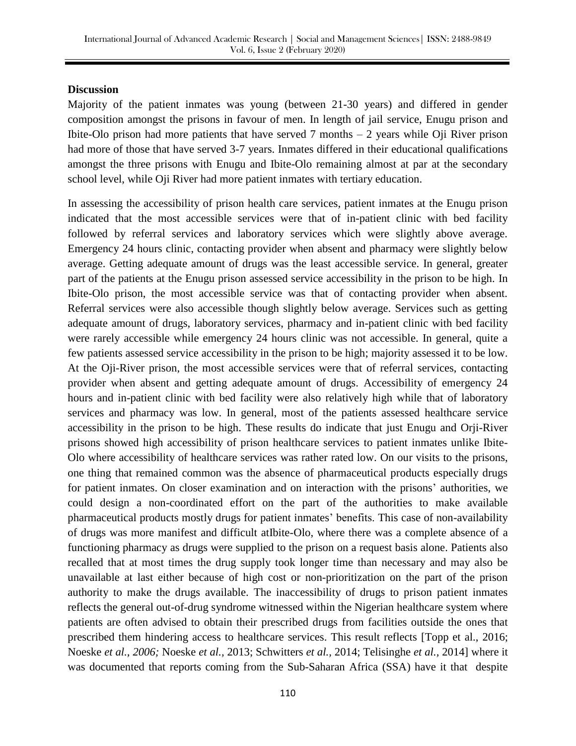**Discussion**

Majority of the patient inmates was young (between 21-30 years) and differed in gender composition amongst the prisons in favour of men. In length of jail service, Enugu prison and Ibite-Olo prison had more patients that have served 7 months – 2 years while Oji River prison had more of those that have served 3-7 years. Inmates differed in their educational qualifications amongst the three prisons with Enugu and Ibite-Olo remaining almost at par at the secondary school level, while Oji River had more patient inmates with tertiary education.

In assessing the accessibility of prison health care services, patient inmates at the Enugu prison indicated that the most accessible services were that of in-patient clinic with bed facility followed by referral services and laboratory services which were slightly above average. Emergency 24 hours clinic, contacting provider when absent and pharmacy were slightly below average. Getting adequate amount of drugs was the least accessible service. In general, greater part of the patients at the Enugu prison assessed service accessibility in the prison to be high. In Ibite-Olo prison, the most accessible service was that of contacting provider when absent. Referral services were also accessible though slightly below average. Services such as getting adequate amount of drugs, laboratory services, pharmacy and in-patient clinic with bed facility were rarely accessible while emergency 24 hours clinic was not accessible. In general, quite a few patients assessed service accessibility in the prison to be high; majority assessed it to be low. At the Oji-River prison, the most accessible services were that of referral services, contacting provider when absent and getting adequate amount of drugs. Accessibility of emergency 24 hours and in-patient clinic with bed facility were also relatively high while that of laboratory services and pharmacy was low. In general, most of the patients assessed healthcare service accessibility in the prison to be high. These results do indicate that just Enugu and Orji-River prisons showed high accessibility of prison healthcare services to patient inmates unlike Ibite-Olo where accessibility of healthcare services was rather rated low. On our visits to the prisons, one thing that remained common was the absence of pharmaceutical products especially drugs for patient inmates. On closer examination and on interaction with the prisons' authorities, we could design a non-coordinated effort on the part of the authorities to make available pharmaceutical products mostly drugs for patient inmates' benefits. This case of non-availability of drugs was more manifest and difficult atIbite-Olo, where there was a complete absence of a functioning pharmacy as drugs were supplied to the prison on a request basis alone. Patients also recalled that at most times the drug supply took longer time than necessary and may also be unavailable at last either because of high cost or non-prioritization on the part of the prison authority to make the drugs available. The inaccessibility of drugs to prison patient inmates reflects the general out-of-drug syndrome witnessed within the Nigerian healthcare system where patients are often advised to obtain their prescribed drugs from facilities outside the ones that prescribed them hindering access to healthcare services. This result reflects [Topp et al., 2016; Noeske *et al., 2006;* Noeske *et al.,* 2013; Schwitters *et al.,* 2014; Telisinghe *et al.,* 2014] where it was documented that reports coming from the Sub-Saharan Africa (SSA) have it that despite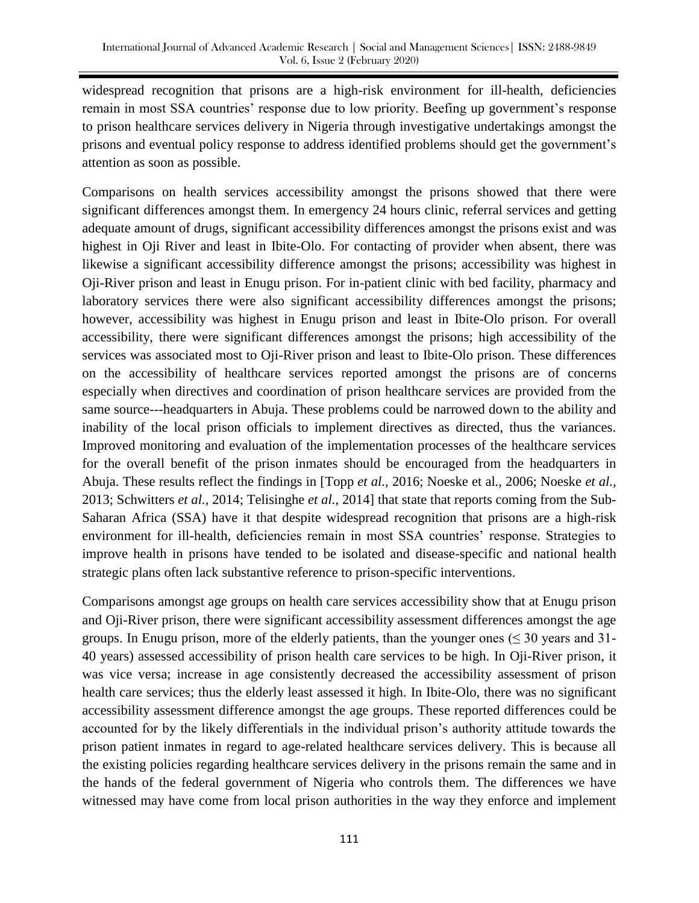widespread recognition that prisons are a high-risk environment for ill-health, deficiencies remain in most SSA countries' response due to low priority. Beefing up government's response to prison healthcare services delivery in Nigeria through investigative undertakings amongst the prisons and eventual policy response to address identified problems should get the government's attention as soon as possible.

Comparisons on health services accessibility amongst the prisons showed that there were significant differences amongst them. In emergency 24 hours clinic, referral services and getting adequate amount of drugs, significant accessibility differences amongst the prisons exist and was highest in Oji River and least in Ibite-Olo. For contacting of provider when absent, there was likewise a significant accessibility difference amongst the prisons; accessibility was highest in Oji-River prison and least in Enugu prison. For in-patient clinic with bed facility, pharmacy and laboratory services there were also significant accessibility differences amongst the prisons; however, accessibility was highest in Enugu prison and least in Ibite-Olo prison. For overall accessibility, there were significant differences amongst the prisons; high accessibility of the services was associated most to Oji-River prison and least to Ibite-Olo prison. These differences on the accessibility of healthcare services reported amongst the prisons are of concerns especially when directives and coordination of prison healthcare services are provided from the same source---headquarters in Abuja. These problems could be narrowed down to the ability and inability of the local prison officials to implement directives as directed, thus the variances. Improved monitoring and evaluation of the implementation processes of the healthcare services for the overall benefit of the prison inmates should be encouraged from the headquarters in Abuja. These results reflect the findings in [Topp *et al.,* 2016; Noeske et al., 2006; Noeske *et al.,* 2013; Schwitters *et al.,* 2014; Telisinghe *et al.,* 2014] that state that reports coming from the Sub-Saharan Africa (SSA) have it that despite widespread recognition that prisons are a high-risk environment for ill-health, deficiencies remain in most SSA countries' response. Strategies to improve health in prisons have tended to be isolated and disease-specific and national health strategic plans often lack substantive reference to prison-specific interventions.

Comparisons amongst age groups on health care services accessibility show that at Enugu prison and Oji-River prison, there were significant accessibility assessment differences amongst the age groups. In Enugu prison, more of the elderly patients, than the younger ones ($\leq$ 30 years and 31-40 years) assessed accessibility of prison health care services to be high. In Oji-River prison, it was vice versa; increase in age consistently decreased the accessibility assessment of prison health care services; thus the elderly least assessed it high. In Ibite-Olo, there was no significant accessibility assessment difference amongst the age groups. These reported differences could be accounted for by the likely differentials in the individual prison's authority attitude towards the prison patient inmates in regard to age-related healthcare services delivery. This is because all the existing policies regarding healthcare services delivery in the prisons remain the same and in the hands of the federal government of Nigeria who controls them. The differences we have witnessed may have come from local prison authorities in the way they enforce and implement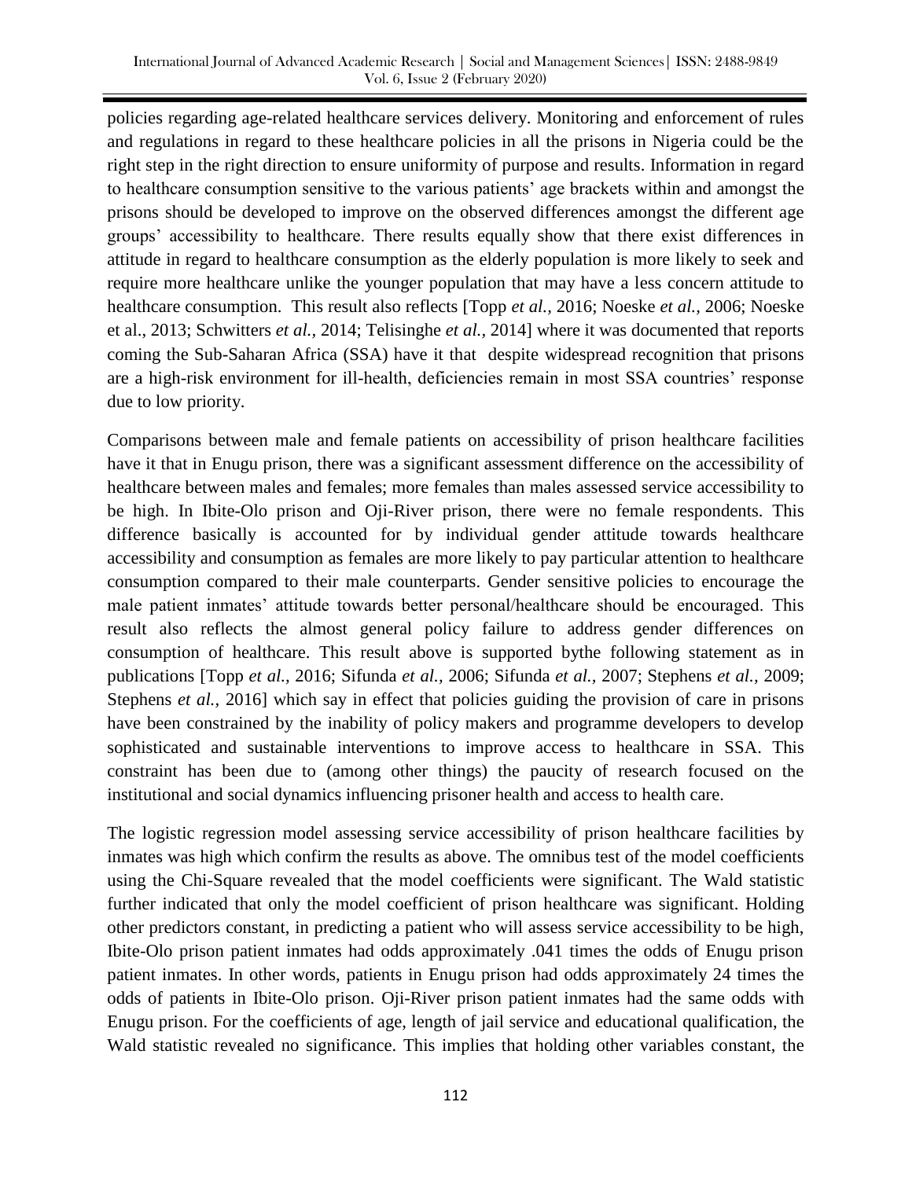policies regarding age-related healthcare services delivery. Monitoring and enforcement of rules and regulations in regard to these healthcare policies in all the prisons in Nigeria could be the right step in the right direction to ensure uniformity of purpose and results. Information in regard to healthcare consumption sensitive to the various patients' age brackets within and amongst the prisons should be developed to improve on the observed differences amongst the different age groups' accessibility to healthcare. There results equally show that there exist differences in attitude in regard to healthcare consumption as the elderly population is more likely to seek and require more healthcare unlike the younger population that may have a less concern attitude to healthcare consumption. This result also reflects [Topp *et al.,* 2016; Noeske *et al.,* 2006; Noeske et al., 2013; Schwitters *et al.,* 2014; Telisinghe *et al.,* 2014] where it was documented that reports coming the Sub-Saharan Africa (SSA) have it that despite widespread recognition that prisons are a high-risk environment for ill-health, deficiencies remain in most SSA countries' response due to low priority.

Comparisons between male and female patients on accessibility of prison healthcare facilities have it that in Enugu prison, there was a significant assessment difference on the accessibility of healthcare between males and females; more females than males assessed service accessibility to be high. In Ibite-Olo prison and Oji-River prison, there were no female respondents. This difference basically is accounted for by individual gender attitude towards healthcare accessibility and consumption as females are more likely to pay particular attention to healthcare consumption compared to their male counterparts. Gender sensitive policies to encourage the male patient inmates' attitude towards better personal/healthcare should be encouraged. This result also reflects the almost general policy failure to address gender differences on consumption of healthcare. This result above is supported bythe following statement as in publications [Topp *et al.,* 2016; Sifunda *et al.,* 2006; Sifunda *et al.,* 2007; Stephens *et al.,* 2009; Stephens *et al.,* 2016] which say in effect that policies guiding the provision of care in prisons have been constrained by the inability of policy makers and programme developers to develop sophisticated and sustainable interventions to improve access to healthcare in SSA. This constraint has been due to (among other things) the paucity of research focused on the institutional and social dynamics influencing prisoner health and access to health care.

The logistic regression model assessing service accessibility of prison healthcare facilities by inmates was high which confirm the results as above. The omnibus test of the model coefficients using the Chi-Square revealed that the model coefficients were significant. The Wald statistic further indicated that only the model coefficient of prison healthcare was significant. Holding other predictors constant, in predicting a patient who will assess service accessibility to be high, Ibite-Olo prison patient inmates had odds approximately .041 times the odds of Enugu prison patient inmates. In other words, patients in Enugu prison had odds approximately 24 times the odds of patients in Ibite-Olo prison. Oji-River prison patient inmates had the same odds with Enugu prison. For the coefficients of age, length of jail service and educational qualification, the Wald statistic revealed no significance. This implies that holding other variables constant, the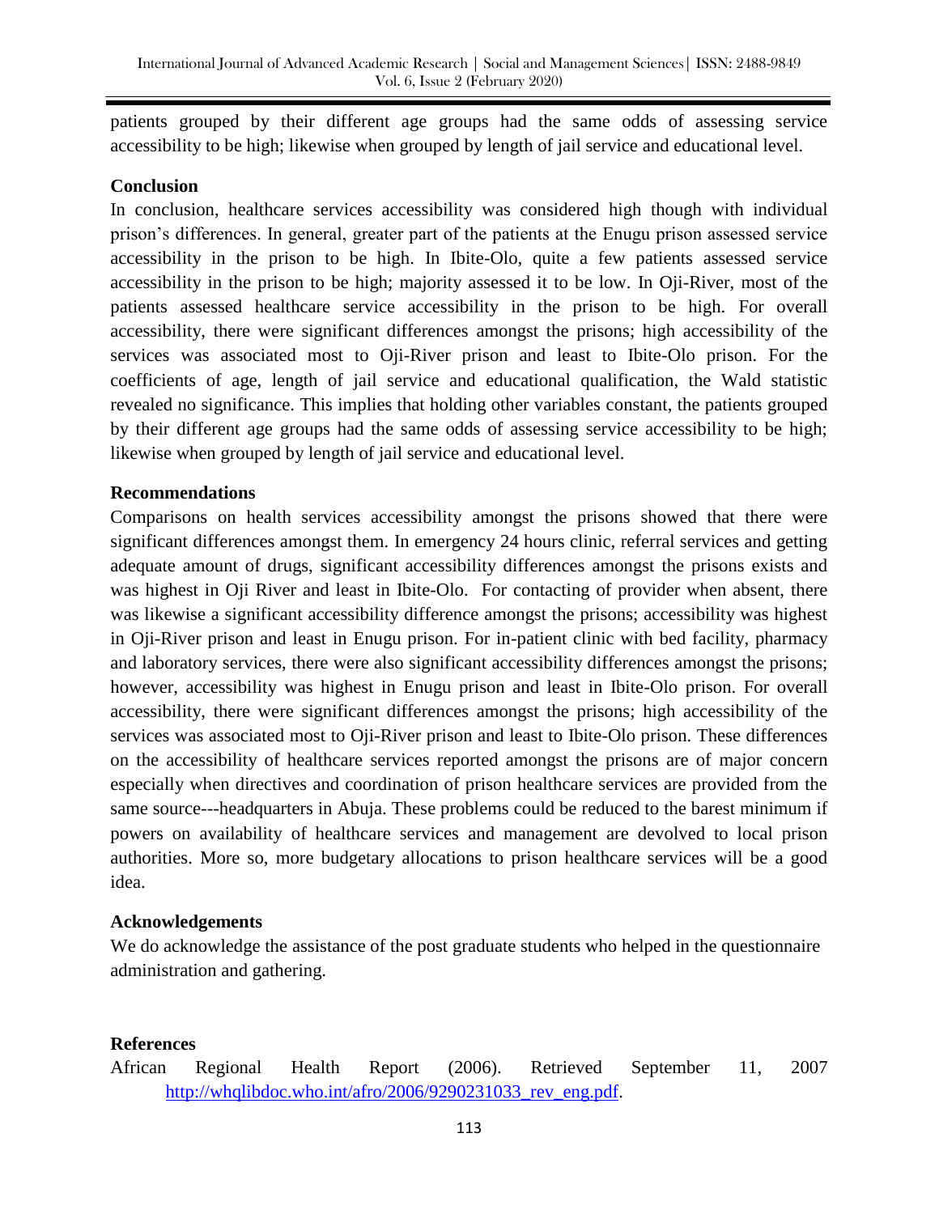patients grouped by their different age groups had the same odds of assessing service accessibility to be high; likewise when grouped by length of jail service and educational level.

### Conclusion

In conclusion, healthcare services accessibility was considered high though with individual prison's differences. In general, greater part of the patients at the Enugu prison assessed service accessibility in the prison to be high. In Ibite-Olo, quite a few patients assessed service accessibility in the prison to be high; majority assessed it to be low. In Oji-River, most of the patients assessed healthcare service accessibility in the prison to be high. For overall accessibility, there were significant differences amongst the prisons; high accessibility of the services was associated most to Oji-River prison and least to Ibite-Olo prison. For the coefficients of age, length of jail service and educational qualification, the Wald statistic revealed no significance. This implies that holding other variables constant, the patients grouped by their different age groups had the same odds of assessing service accessibility to be high; likewise when grouped by length of jail service and educational level.

### Recommendations

Comparisons on health services accessibility amongst the prisons showed that there were significant differences amongst them. In emergency 24 hours clinic, referral services and getting adequate amount of drugs, significant accessibility differences amongst the prisons exists and was highest in Oji River and least in Ibite-Olo. For contacting of provider when absent, there was likewise a significant accessibility difference amongst the prisons; accessibility was highest in Oji-River prison and least in Enugu prison. For in-patient clinic with bed facility, pharmacy and laboratory services, there were also significant accessibility differences amongst the prisons; however, accessibility was highest in Enugu prison and least in Ibite-Olo prison. For overall accessibility, there were significant differences amongst the prisons; high accessibility of the services was associated most to Oji-River prison and least to Ibite-Olo prison. These differences on the accessibility of healthcare services reported amongst the prisons are of major concern especially when directives and coordination of prison healthcare services are provided from the same source---headquarters in Abuja. These problems could be reduced to the barest minimum if powers on availability of healthcare services and management are devolved to local prison authorities. More so, more budgetary allocations to prison healthcare services will be a good idea.

### Acknowledgements

We do acknowledge the assistance of the post graduate students who helped in the questionnaire administration and gathering.

### References

African Regional Health Report (2006). Retrieved September 11, 2007 http://whqlibdoc.who.int/afro/2006/9290231033_rev_eng.pdf.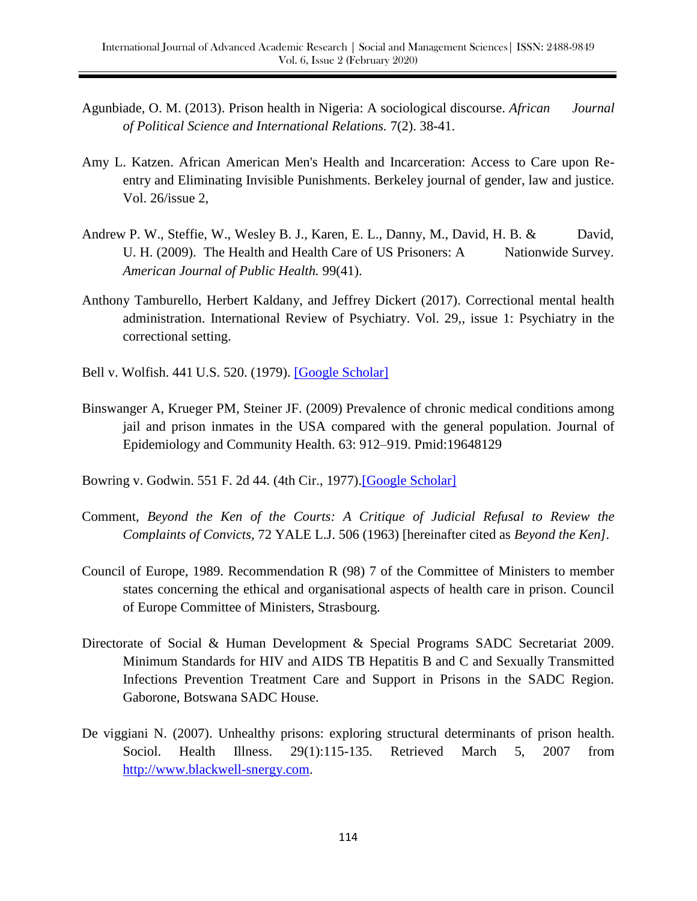Agunbiade, O. M. (2013). Prison health in Nigeria: A sociological discourse. *African Journal of Political Science and International Relations.* 7(2). 38-41.

Amy L. Katzen. African American Men's Health and Incarceration: Access to Care upon Re-entry and Eliminating Invisible Punishments. Berkeley journal of gender, law and justice. Vol. 26/issue 2,

Andrew P. W., Steffie, W., Wesley B. J., Karen, E. L., Danny, M., David, H. B. & David, U. H. (2009). The Health and Health Care of US Prisoners: A Nationwide Survey. *American Journal of Public Health.* 99(41).

Anthony Tamburello, Herbert Kaldany, and Jeffrey Dickert (2017). Correctional mental health administration. International Review of Psychiatry. Vol. 29,, issue 1: Psychiatry in the correctional setting.

Bell v. Wolfish. 441 U.S. 520. (1979). [Google Scholar]

Binswanger A, Krueger PM, Steiner JF. (2009) Prevalence of chronic medical conditions among jail and prison inmates in the USA compared with the general population. Journal of Epidemiology and Community Health. 63: 912–919. Pmid:19648129

Bowring v. Godwin. 551 F. 2d 44. (4th Cir., 1977).[Google Scholar]

Comment, *Beyond the Ken of the Courts: A Critique of Judicial Refusal to Review the Complaints of Convicts*, 72 YALE L.J. 506 (1963) [hereinafter cited as *Beyond the Ken]*.

Council of Europe, 1989. Recommendation R (98) 7 of the Committee of Ministers to member states concerning the ethical and organisational aspects of health care in prison. Council of Europe Committee of Ministers, Strasbourg.

Directorate of Social & Human Development & Special Programs SADC Secretariat 2009. Minimum Standards for HIV and AIDS TB Hepatitis B and C and Sexually Transmitted Infections Prevention Treatment Care and Support in Prisons in the SADC Region. Gaborone, Botswana SADC House.

De viggiani N. (2007). Unhealthy prisons: exploring structural determinants of prison health. Sociol. Health Illness. 29(1):115-135. Retrieved March 5, 2007 from http://www.blackwell-snergy.com.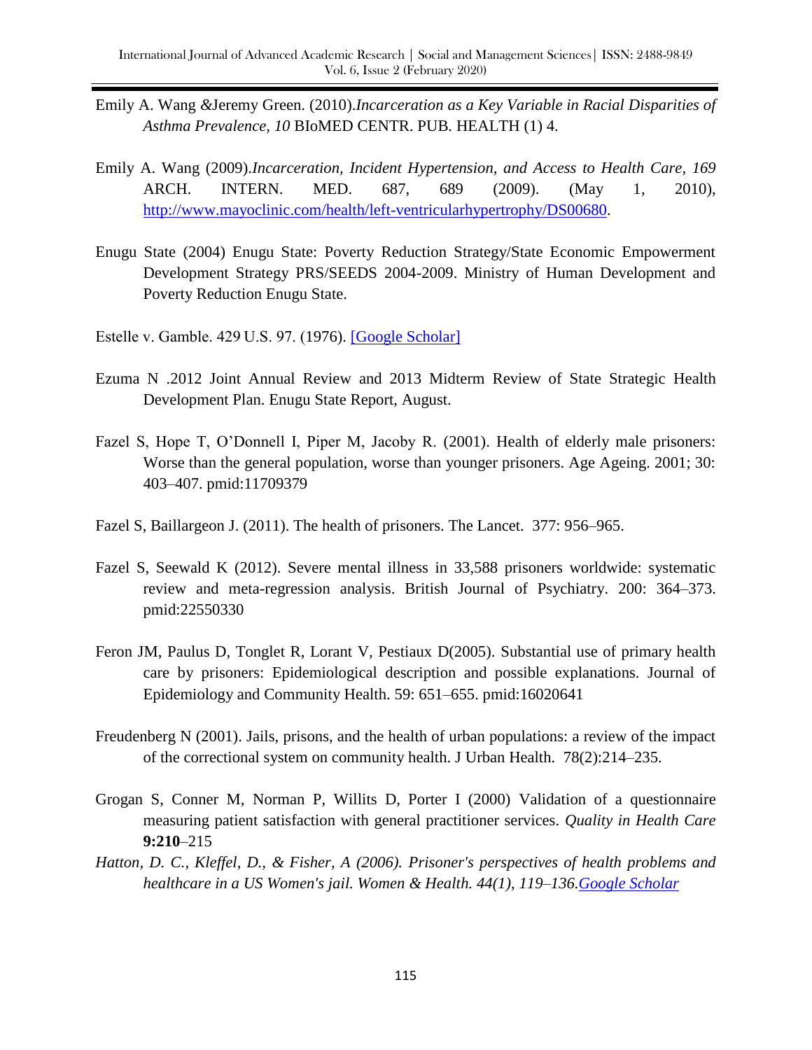Emily A. Wang &Jeremy Green. (2010).*Incarceration as a Key Variable in Racial Disparities of Asthma Prevalence, 10* BIoMED CENTR. PUB. HEALTH (1) 4.

Emily A. Wang (2009).*Incarceration, Incident Hypertension, and Access to Health Care, 169* ARCH. INTERN. MED. 687, 689 (2009). (May 1, 2010), [http://www.mayoclinic.com/health/left-ventricularhypertrophy/DS00680](http://www.mayoclinic.com/health/left-ventricularhypertrophy/DS00680).

Enugu State (2004) Enugu State: Poverty Reduction Strategy/State Economic Empowerment Development Strategy PRS/SEEDS 2004-2009. Ministry of Human Development and Poverty Reduction Enugu State.

Estelle v. Gamble. 429 U.S. 97. (1976). [Google Scholar]

Ezuma N .2012 Joint Annual Review and 2013 Midterm Review of State Strategic Health Development Plan. Enugu State Report, August.

Fazel S, Hope T, O'Donnell I, Piper M, Jacoby R. (2001). Health of elderly male prisoners: Worse than the general population, worse than younger prisoners. Age Ageing. 2001; 30: 403–407. pmid:11709379

Fazel S, Baillargeon J. (2011). The health of prisoners. The Lancet. 377: 956–965.

Fazel S, Seewald K (2012). Severe mental illness in 33,588 prisoners worldwide: systematic review and meta-regression analysis. British Journal of Psychiatry. 200: 364–373. pmid:22550330

Feron JM, Paulus D, Tonglet R, Lorant V, Pestiaux D(2005). Substantial use of primary health care by prisoners: Epidemiological description and possible explanations. Journal of Epidemiology and Community Health. 59: 651–655. pmid:16020641

Freudenberg N (2001). Jails, prisons, and the health of urban populations: a review of the impact of the correctional system on community health. J Urban Health. 78(2):214–235.

Grogan S, Conner M, Norman P, Willits D, Porter I (2000) Validation of a questionnaire measuring patient satisfaction with general practitioner services. *Quality in Health Care* **9:210**–215

*Hatton, D. C., Kleffel, D., & Fisher, A (2006). Prisoner's perspectives of health problems and healthcare in a US Women's jail. Women & Health. 44(1), 119–136.Google Scholar*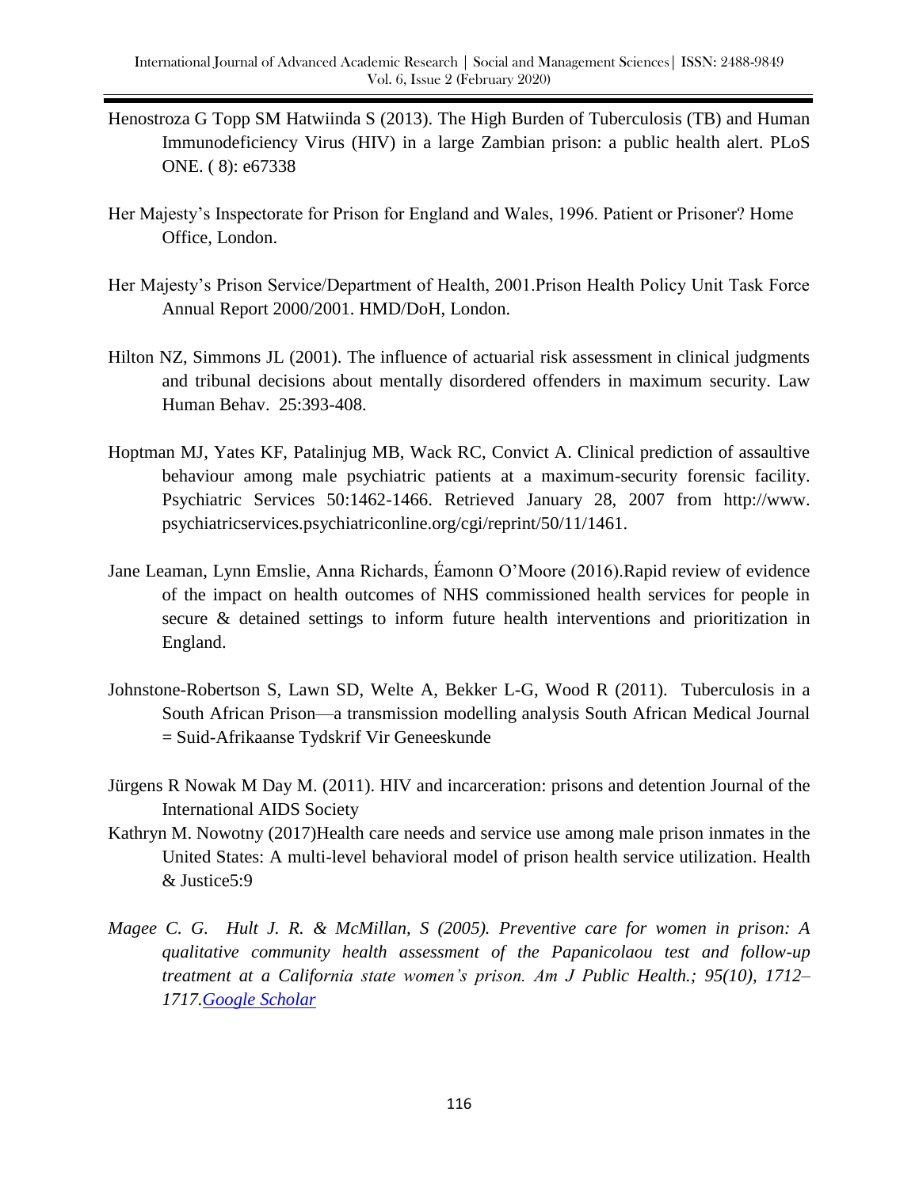Henostroza G Topp SM Hatwiinda S (2013). The High Burden of Tuberculosis (TB) and Human Immunodeficiency Virus (HIV) in a large Zambian prison: a public health alert. PLoS ONE. ( 8): e67338

Her Majesty's Inspectorate for Prison for England and Wales, 1996. Patient or Prisoner? Home Office, London.

Her Majesty's Prison Service/Department of Health, 2001.Prison Health Policy Unit Task Force Annual Report 2000/2001. HMD/DoH, London.

Hilton NZ, Simmons JL (2001). The influence of actuarial risk assessment in clinical judgments and tribunal decisions about mentally disordered offenders in maximum security. Law Human Behav. 25:393-408.

Hoptman MJ, Yates KF, Patalinjug MB, Wack RC, Convict A. Clinical prediction of assaultive behaviour among male psychiatric patients at a maximum-security forensic facility. Psychiatric Services 50:1462-1466. Retrieved January 28, 2007 from http://www. psychiatricservices.psychiatriconline.org/cgi/reprint/50/11/1461.

Jane Leaman, Lynn Emslie, Anna Richards, Éamonn O'Moore (2016).Rapid review of evidence of the impact on health outcomes of NHS commissioned health services for people in secure & detained settings to inform future health interventions and prioritization in England.

Johnstone-Robertson S, Lawn SD, Welte A, Bekker L-G, Wood R (2011). Tuberculosis in a South African Prison—a transmission modelling analysis South African Medical Journal = Suid-Afrikaanse Tydskrif Vir Geneeskunde

Jürgens R Nowak M Day M. (2011). HIV and incarceration: prisons and detention Journal of the International AIDS Society

Kathryn M. Nowotny (2017)Health care needs and service use among male prison inmates in the United States: A multi-level behavioral model of prison health service utilization. Health & Justice5:9

*Magee C. G. Hult J. R. & McMillan, S (2005). Preventive care for women in prison: A qualitative community health assessment of the Papanicolaou test and follow-up treatment at a California state women's prison. Am J Public Health.; 95(10), 1712–1717.[Google Scholar](#)*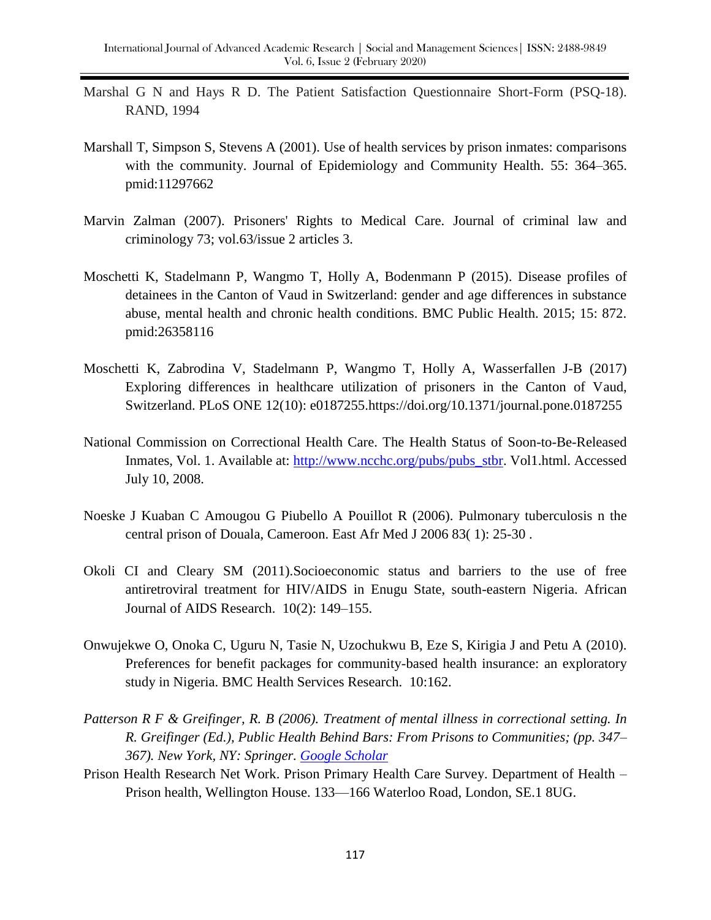Marshal G N and Hays R D. The Patient Satisfaction Questionnaire Short-Form (PSQ-18). RAND, 1994

Marshall T, Simpson S, Stevens A (2001). Use of health services by prison inmates: comparisons with the community. Journal of Epidemiology and Community Health. 55: 364–365. pmid:11297662

Marvin Zalman (2007). Prisoners' Rights to Medical Care. Journal of criminal law and criminology 73; vol.63/issue 2 articles 3.

Moschetti K, Stadelmann P, Wangmo T, Holly A, Bodenmann P (2015). Disease profiles of detainees in the Canton of Vaud in Switzerland: gender and age differences in substance abuse, mental health and chronic health conditions. BMC Public Health. 2015; 15: 872. pmid:26358116

Moschetti K, Zabrodina V, Stadelmann P, Wangmo T, Holly A, Wasserfallen J-B (2017) Exploring differences in healthcare utilization of prisoners in the Canton of Vaud, Switzerland. PLoS ONE 12(10): e0187255.https://doi.org/10.1371/journal.pone.0187255

National Commission on Correctional Health Care. The Health Status of Soon-to-Be-Released Inmates, Vol. 1. Available at: [http://www.ncchc.org/pubs/pubs_stbr](http://www.ncchc.org/pubs/pubs_stbr). Vol1.html. Accessed July 10, 2008.

Noeske J Kuaban C Amougou G Piubello A Pouillot R (2006). Pulmonary tuberculosis n the central prison of Douala, Cameroon. East Afr Med J 2006 83( 1): 25-30 .

Okoli CI and Cleary SM (2011).Socioeconomic status and barriers to the use of free antiretroviral treatment for HIV/AIDS in Enugu State, south-eastern Nigeria. African Journal of AIDS Research. 10(2): 149–155.

Onwujekwe O, Onoka C, Uguru N, Tasie N, Uzochukwu B, Eze S, Kirigia J and Petu A (2010). Preferences for benefit packages for community-based health insurance: an exploratory study in Nigeria. BMC Health Services Research. 10:162.

*Patterson R F & Greifinger, R. B (2006). Treatment of mental illness in correctional setting. In R. Greifinger (Ed.), Public Health Behind Bars: From Prisons to Communities; (pp. 347–367). New York, NY: Springer. [Google Scholar]()*

Prison Health Research Net Work. Prison Primary Health Care Survey. Department of Health – Prison health, Wellington House. 133—166 Waterloo Road, London, SE.1 8UG.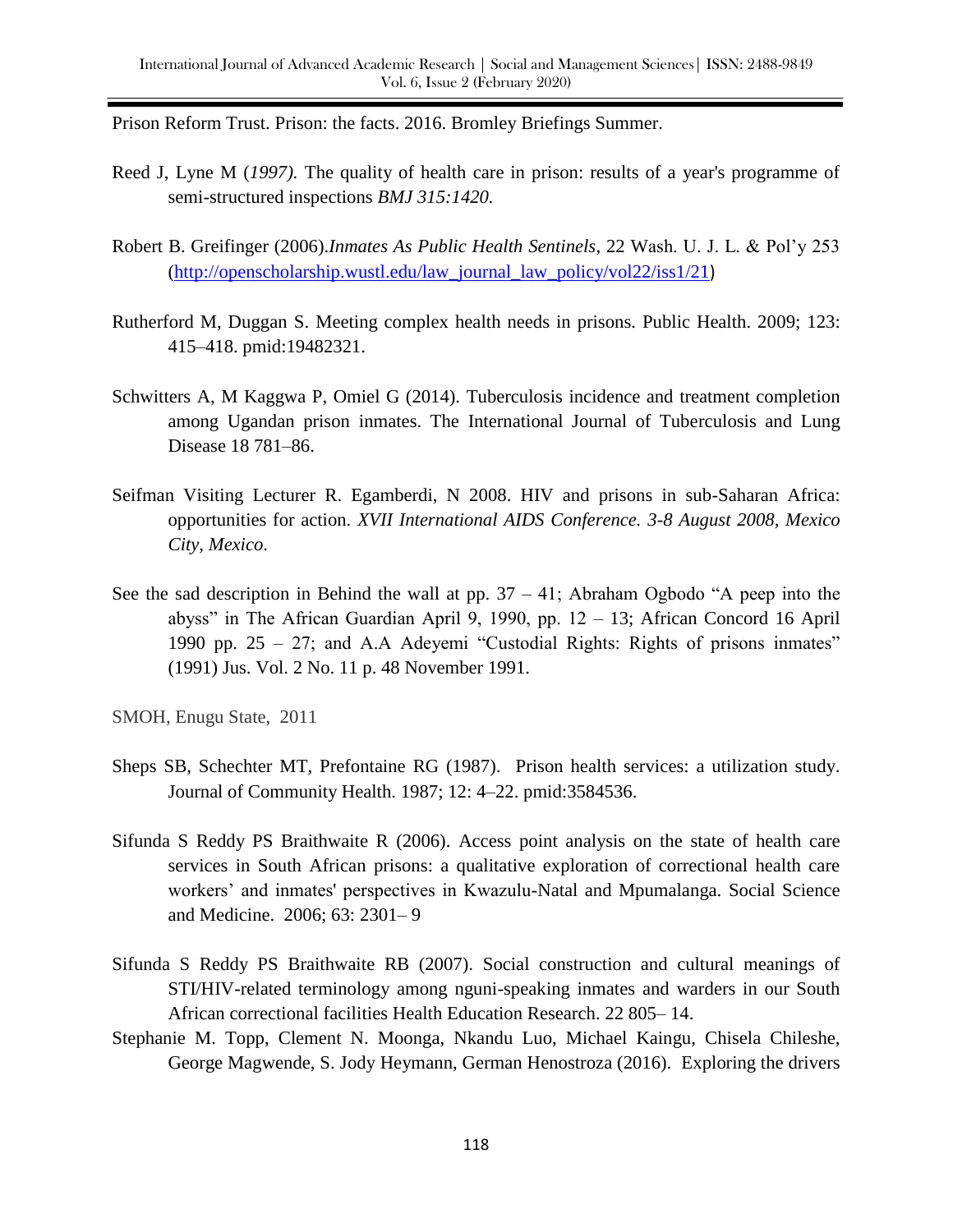Prison Reform Trust. Prison: the facts. 2016. Bromley Briefings Summer.

Reed J, Lyne M (*1997).* The quality of health care in prison: results of a year's programme of semi-structured inspections *BMJ 315:1420.*

Robert B. Greifinger (2006).*Inmates As Public Health Sentinels*, 22 Wash. U. J. L. & Pol'y 253 ([http://openscholarship.wustl.edu/law_journal_law_policy/vol22/iss1/21](http://openscholarship.wustl.edu/law_journal_law_policy/vol22/iss1/21))

Rutherford M, Duggan S. Meeting complex health needs in prisons. Public Health. 2009; 123: 415–418. pmid:19482321.

Schwitters A, M Kaggwa P, Omiel G (2014). Tuberculosis incidence and treatment completion among Ugandan prison inmates. The International Journal of Tuberculosis and Lung Disease 18 781–86.

Seifman Visiting Lecturer R. Egamberdi, N 2008. HIV and prisons in sub-Saharan Africa: opportunities for action. *XVII International AIDS Conference. 3-8 August 2008, Mexico City, Mexico.*

See the sad description in Behind the wall at pp. 37 – 41; Abraham Ogbodo "A peep into the abyss" in The African Guardian April 9, 1990, pp. 12 – 13; African Concord 16 April 1990 pp. 25 – 27; and A.A Adeyemi "Custodial Rights: Rights of prisons inmates" (1991) Jus. Vol. 2 No. 11 p. 48 November 1991.

SMOH, Enugu State, 2011

Sheps SB, Schechter MT, Prefontaine RG (1987). Prison health services: a utilization study. Journal of Community Health. 1987; 12: 4–22. pmid:3584536.

Sifunda S Reddy PS Braithwaite R (2006). Access point analysis on the state of health care services in South African prisons: a qualitative exploration of correctional health care workers' and inmates' perspectives in Kwazulu-Natal and Mpumalanga. Social Science and Medicine. 2006; 63: 2301– 9

Sifunda S Reddy PS Braithwaite RB (2007). Social construction and cultural meanings of STI/HIV-related terminology among nguni-speaking inmates and warders in our South African correctional facilities Health Education Research. 22 805– 14.

Stephanie M. Topp, Clement N. Moonga, Nkandu Luo, Michael Kaingu, Chisela Chileshe, George Magwende, S. Jody Heymann, German Henostroza (2016). Exploring the drivers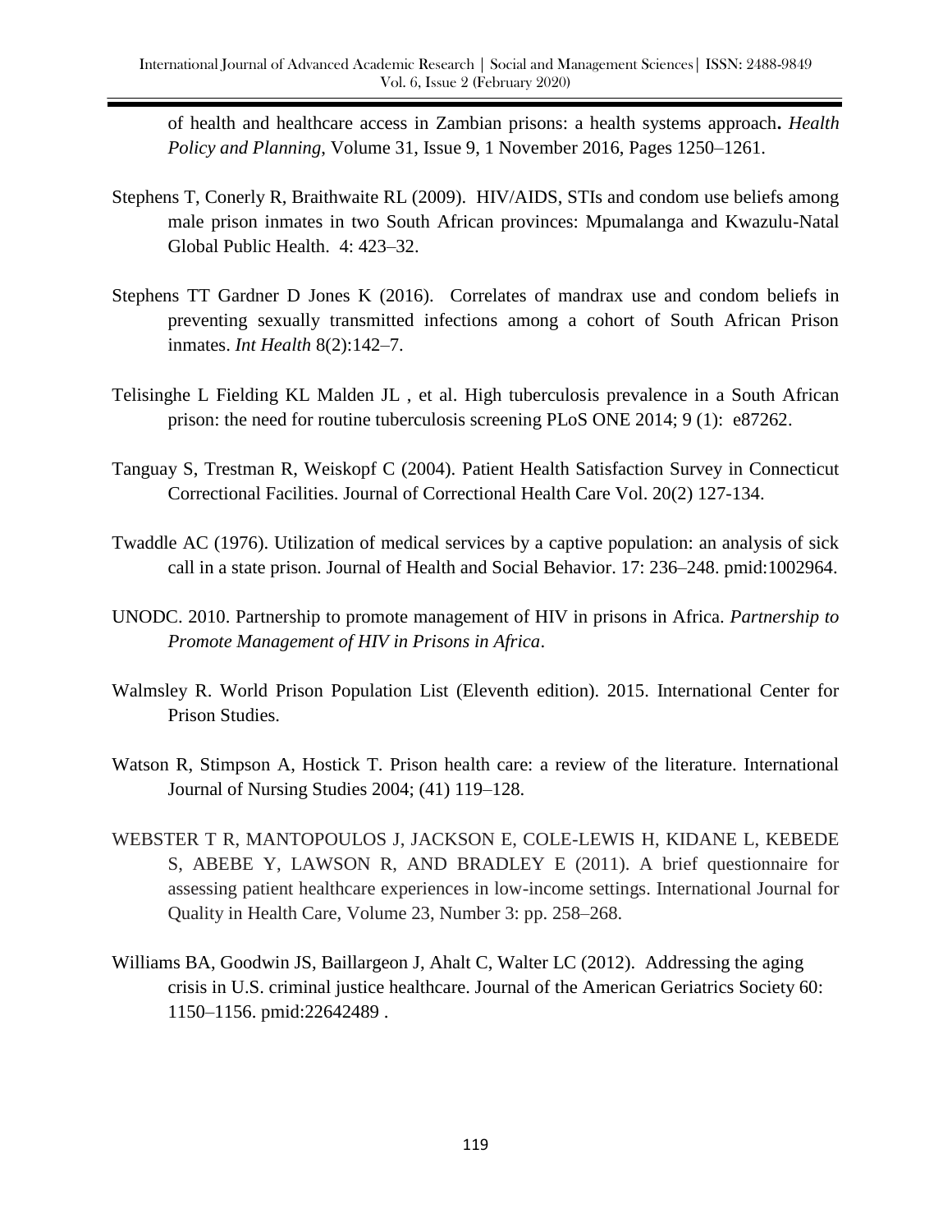of health and healthcare access in Zambian prisons: a health systems approach**.** *Health Policy and Planning*, Volume 31, Issue 9, 1 November 2016, Pages 1250–1261.

Stephens T, Conerly R, Braithwaite RL (2009). HIV/AIDS, STIs and condom use beliefs among male prison inmates in two South African provinces: Mpumalanga and Kwazulu-Natal Global Public Health. 4: 423–32.

Stephens TT Gardner D Jones K (2016). Correlates of mandrax use and condom beliefs in preventing sexually transmitted infections among a cohort of South African Prison inmates. *Int Health* 8(2):142–7.

Telisinghe L Fielding KL Malden JL , et al. High tuberculosis prevalence in a South African prison: the need for routine tuberculosis screening PLoS ONE 2014; 9 (1): e87262.

Tanguay S, Trestman R, Weiskopf C (2004). Patient Health Satisfaction Survey in Connecticut Correctional Facilities. Journal of Correctional Health Care Vol. 20(2) 127-134.

Twaddle AC (1976). Utilization of medical services by a captive population: an analysis of sick call in a state prison. Journal of Health and Social Behavior. 17: 236–248. pmid:1002964.

UNODC. 2010. Partnership to promote management of HIV in prisons in Africa. *Partnership to Promote Management of HIV in Prisons in Africa*.

Walmsley R. World Prison Population List (Eleventh edition). 2015. International Center for Prison Studies.

Watson R, Stimpson A, Hostick T. Prison health care: a review of the literature. International Journal of Nursing Studies 2004; (41) 119–128.

WEBSTER T R, MANTOPOULOS J, JACKSON E, COLE-LEWIS H, KIDANE L, KEBEDE S, ABEBE Y, LAWSON R, AND BRADLEY E (2011). A brief questionnaire for assessing patient healthcare experiences in low-income settings. International Journal for Quality in Health Care, Volume 23, Number 3: pp. 258–268.

Williams BA, Goodwin JS, Baillargeon J, Ahalt C, Walter LC (2012). Addressing the aging crisis in U.S. criminal justice healthcare. Journal of the American Geriatrics Society 60: 1150–1156. pmid:22642489 .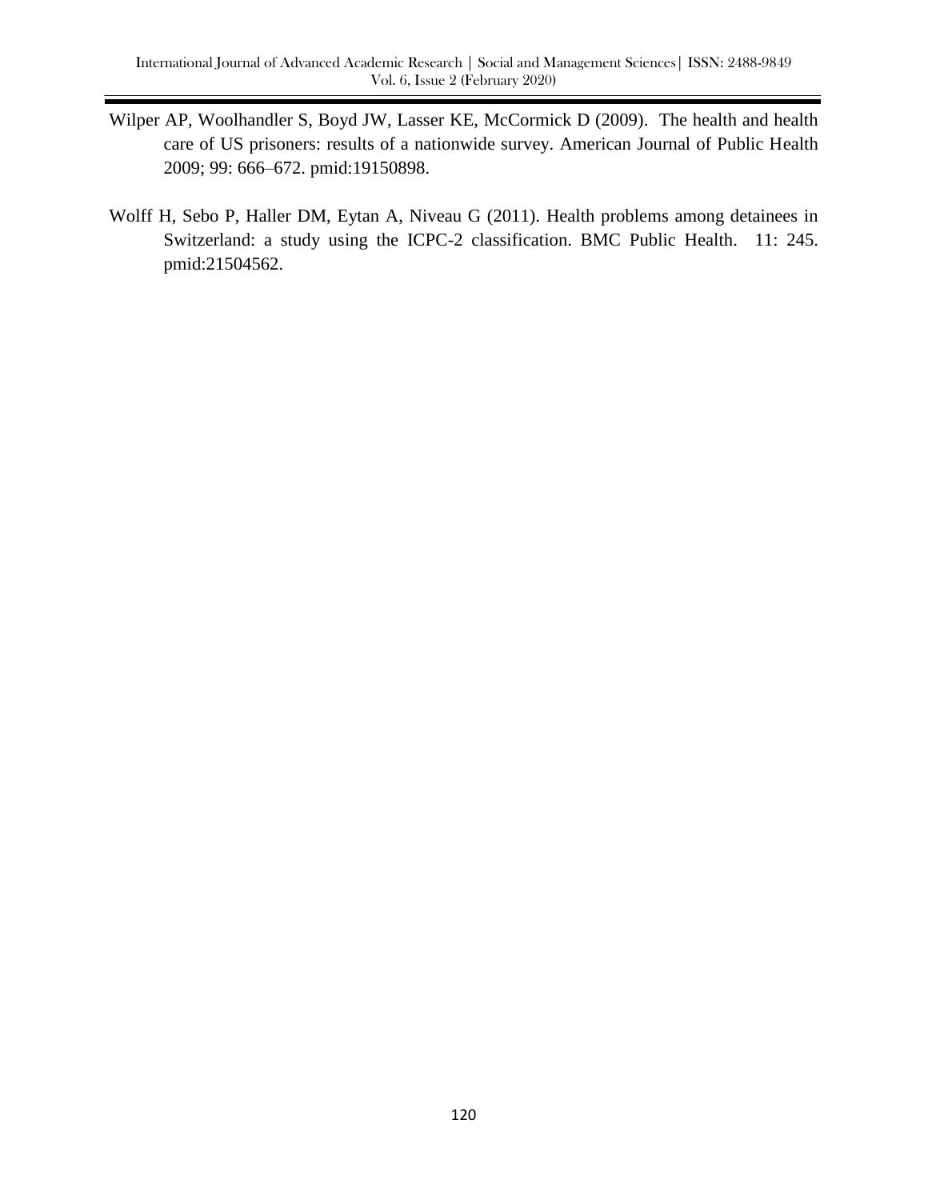Wilper AP, Woolhandler S, Boyd JW, Lasser KE, McCormick D (2009). The health and health care of US prisoners: results of a nationwide survey. American Journal of Public Health 2009; 99: 666–672. pmid:19150898.

Wolff H, Sebo P, Haller DM, Eytan A, Niveau G (2011). Health problems among detainees in Switzerland: a study using the ICPC-2 classification. BMC Public Health. 11: 245. pmid:21504562.